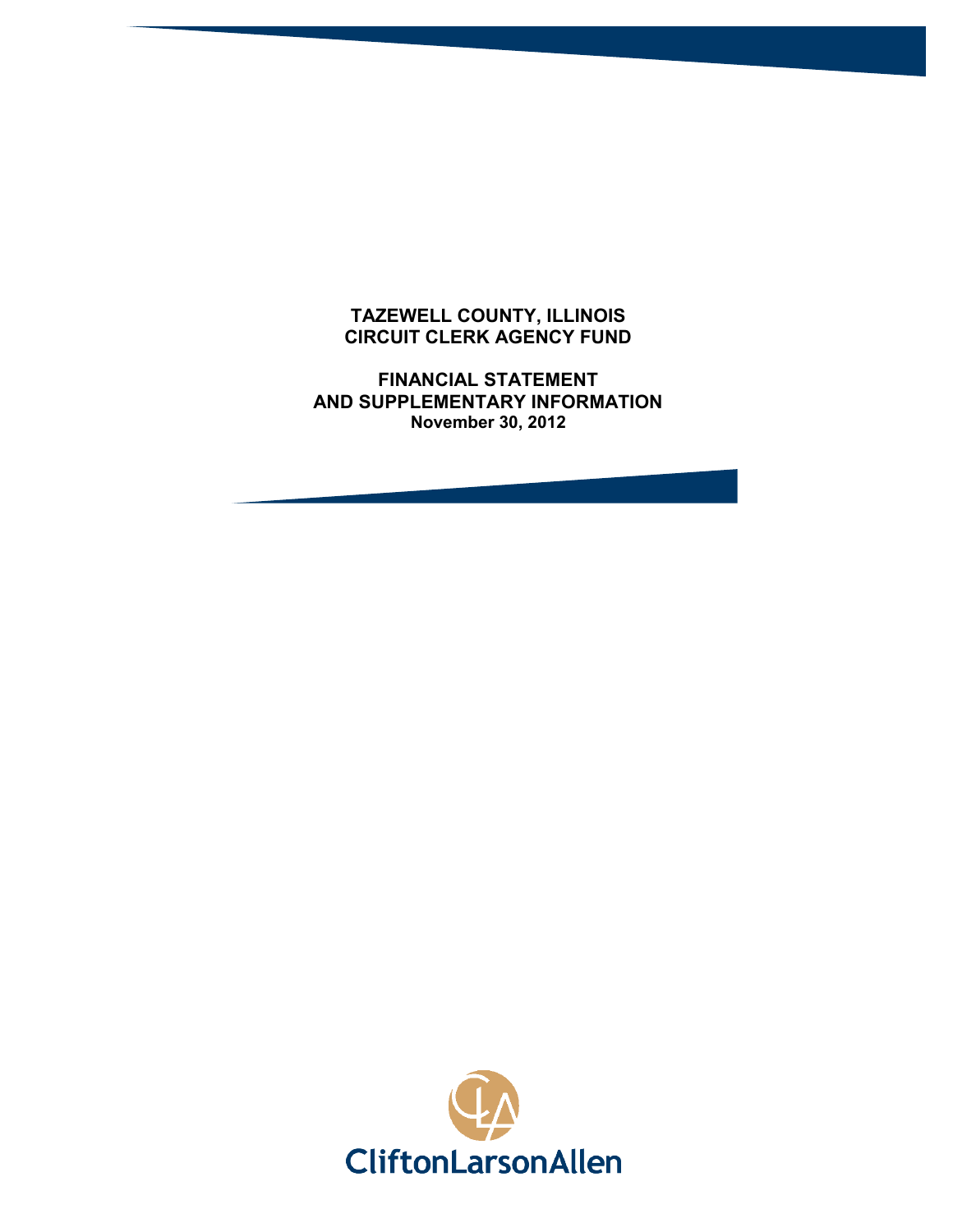# TAZEWELL COUNTY, ILLINOIS
# CIRCUIT CLERK AGENCY FUND

## FINANCIAL STATEMENT
## AND SUPPLEMENTARY INFORMATION

**November 30, 2012**

CliftonLarsonAllen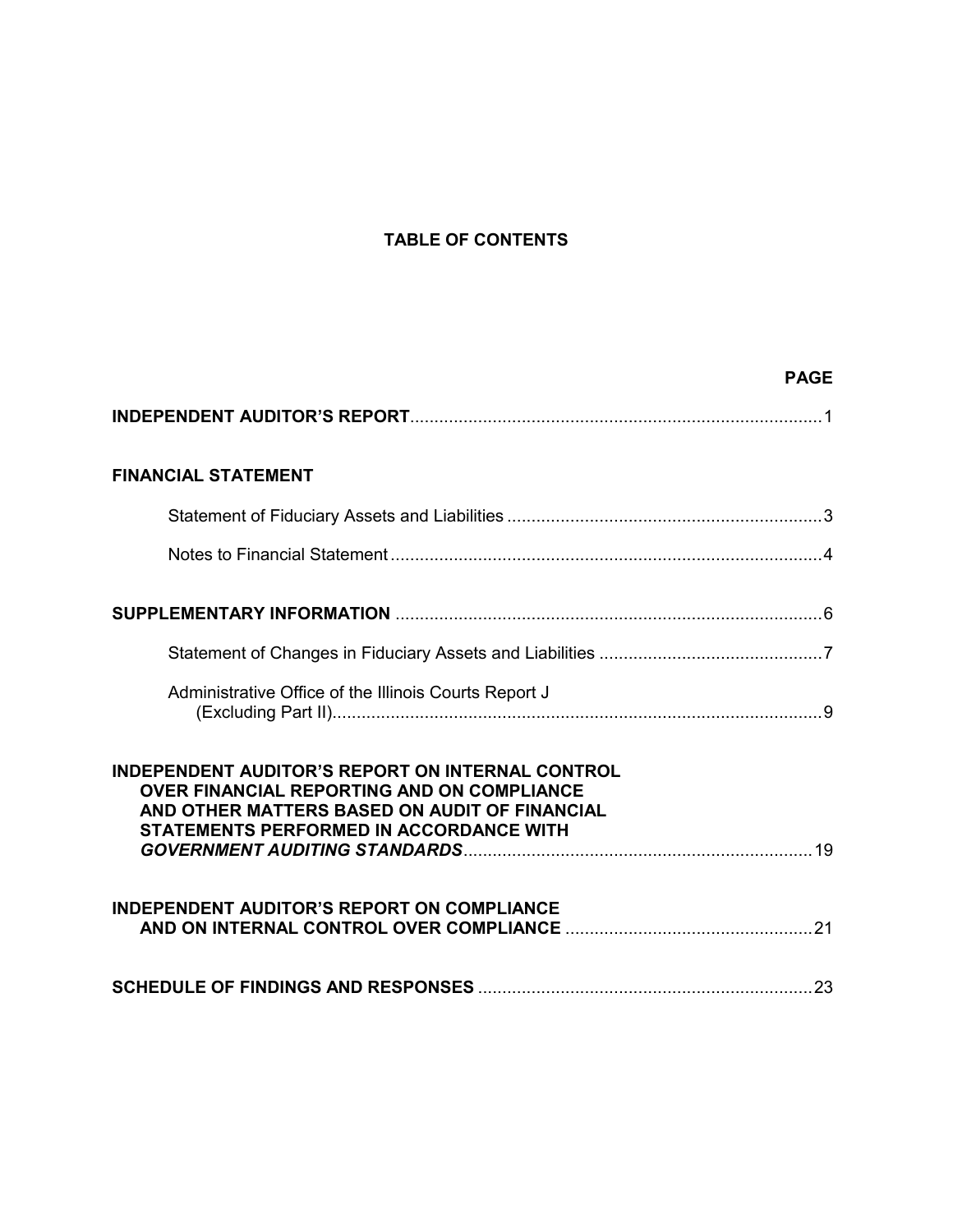# TABLE OF CONTENTS

| | PAGE |
|---|---|
| **INDEPENDENT AUDITOR'S REPORT** | 1 |
| **FINANCIAL STATEMENT** | |
| Statement of Fiduciary Assets and Liabilities | 3 |
| Notes to Financial Statement | 4 |
| **SUPPLEMENTARY INFORMATION** | 6 |
| Statement of Changes in Fiduciary Assets and Liabilities | 7 |
| Administrative Office of the Illinois Courts Report J (Excluding Part II) | 9 |
| **INDEPENDENT AUDITOR'S REPORT ON INTERNAL CONTROL OVER FINANCIAL REPORTING AND ON COMPLIANCE AND OTHER MATTERS BASED ON AUDIT OF FINANCIAL STATEMENTS PERFORMED IN ACCORDANCE WITH *GOVERNMENT AUDITING STANDARDS*** | 19 |
| **INDEPENDENT AUDITOR'S REPORT ON COMPLIANCE AND ON INTERNAL CONTROL OVER COMPLIANCE** | 21 |
| **SCHEDULE OF FINDINGS AND RESPONSES** | 23 |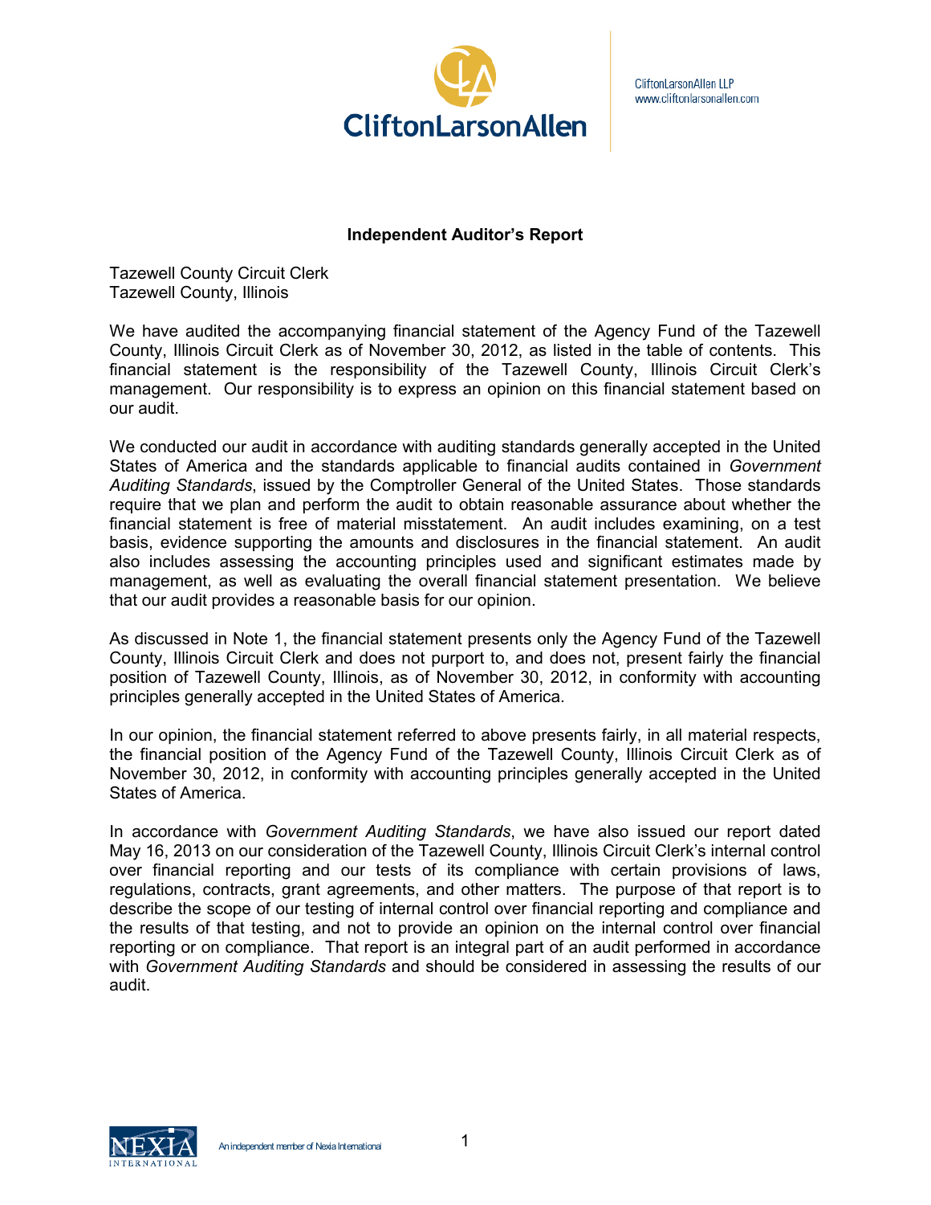CliftonLarsonAllen LLP
www.cliftonlarsonallen.com

## Independent Auditor's Report

Tazewell County Circuit Clerk
Tazewell County, Illinois

We have audited the accompanying financial statement of the Agency Fund of the Tazewell County, Illinois Circuit Clerk as of November 30, 2012, as listed in the table of contents. This financial statement is the responsibility of the Tazewell County, Illinois Circuit Clerk's management. Our responsibility is to express an opinion on this financial statement based on our audit.

We conducted our audit in accordance with auditing standards generally accepted in the United States of America and the standards applicable to financial audits contained in *Government Auditing Standards*, issued by the Comptroller General of the United States. Those standards require that we plan and perform the audit to obtain reasonable assurance about whether the financial statement is free of material misstatement. An audit includes examining, on a test basis, evidence supporting the amounts and disclosures in the financial statement. An audit also includes assessing the accounting principles used and significant estimates made by management, as well as evaluating the overall financial statement presentation. We believe that our audit provides a reasonable basis for our opinion.

As discussed in Note 1, the financial statement presents only the Agency Fund of the Tazewell County, Illinois Circuit Clerk and does not purport to, and does not, present fairly the financial position of Tazewell County, Illinois, as of November 30, 2012, in conformity with accounting principles generally accepted in the United States of America.

In our opinion, the financial statement referred to above presents fairly, in all material respects, the financial position of the Agency Fund of the Tazewell County, Illinois Circuit Clerk as of November 30, 2012, in conformity with accounting principles generally accepted in the United States of America.

In accordance with *Government Auditing Standards*, we have also issued our report dated May 16, 2013 on our consideration of the Tazewell County, Illinois Circuit Clerk's internal control over financial reporting and our tests of its compliance with certain provisions of laws, regulations, contracts, grant agreements, and other matters. The purpose of that report is to describe the scope of our testing of internal control over financial reporting and compliance and the results of that testing, and not to provide an opinion on the internal control over financial reporting or on compliance. That report is an integral part of an audit performed in accordance with *Government Auditing Standards* and should be considered in assessing the results of our audit.

An independent member of Nexia International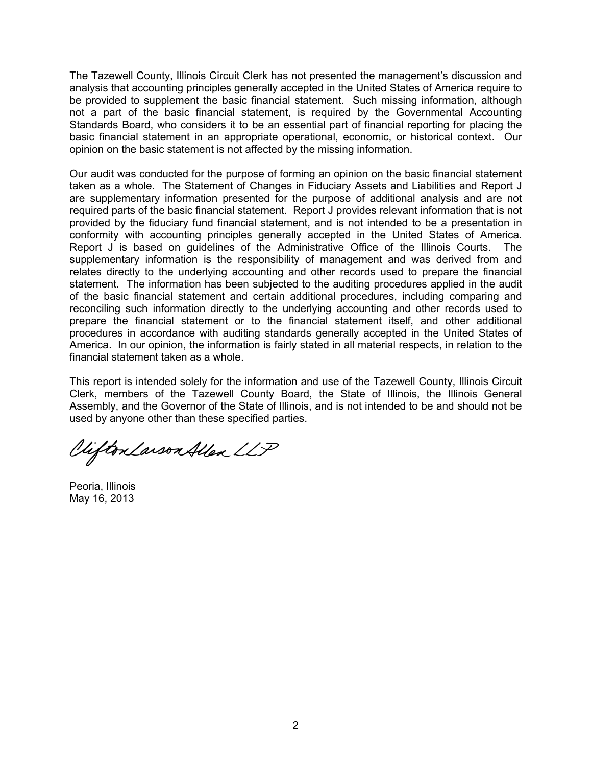The Tazewell County, Illinois Circuit Clerk has not presented the management's discussion and analysis that accounting principles generally accepted in the United States of America require to be provided to supplement the basic financial statement. Such missing information, although not a part of the basic financial statement, is required by the Governmental Accounting Standards Board, who considers it to be an essential part of financial reporting for placing the basic financial statement in an appropriate operational, economic, or historical context. Our opinion on the basic statement is not affected by the missing information.

Our audit was conducted for the purpose of forming an opinion on the basic financial statement taken as a whole. The Statement of Changes in Fiduciary Assets and Liabilities and Report J are supplementary information presented for the purpose of additional analysis and are not required parts of the basic financial statement. Report J provides relevant information that is not provided by the fiduciary fund financial statement, and is not intended to be a presentation in conformity with accounting principles generally accepted in the United States of America. Report J is based on guidelines of the Administrative Office of the Illinois Courts. The supplementary information is the responsibility of management and was derived from and relates directly to the underlying accounting and other records used to prepare the financial statement. The information has been subjected to the auditing procedures applied in the audit of the basic financial statement and certain additional procedures, including comparing and reconciling such information directly to the underlying accounting and other records used to prepare the financial statement or to the financial statement itself, and other additional procedures in accordance with auditing standards generally accepted in the United States of America. In our opinion, the information is fairly stated in all material respects, in relation to the financial statement taken as a whole.

This report is intended solely for the information and use of the Tazewell County, Illinois Circuit Clerk, members of the Tazewell County Board, the State of Illinois, the Illinois General Assembly, and the Governor of the State of Illinois, and is not intended to be and should not be used by anyone other than these specified parties.

CliftonLarsonAllen LLP

Peoria, Illinois
May 16, 2013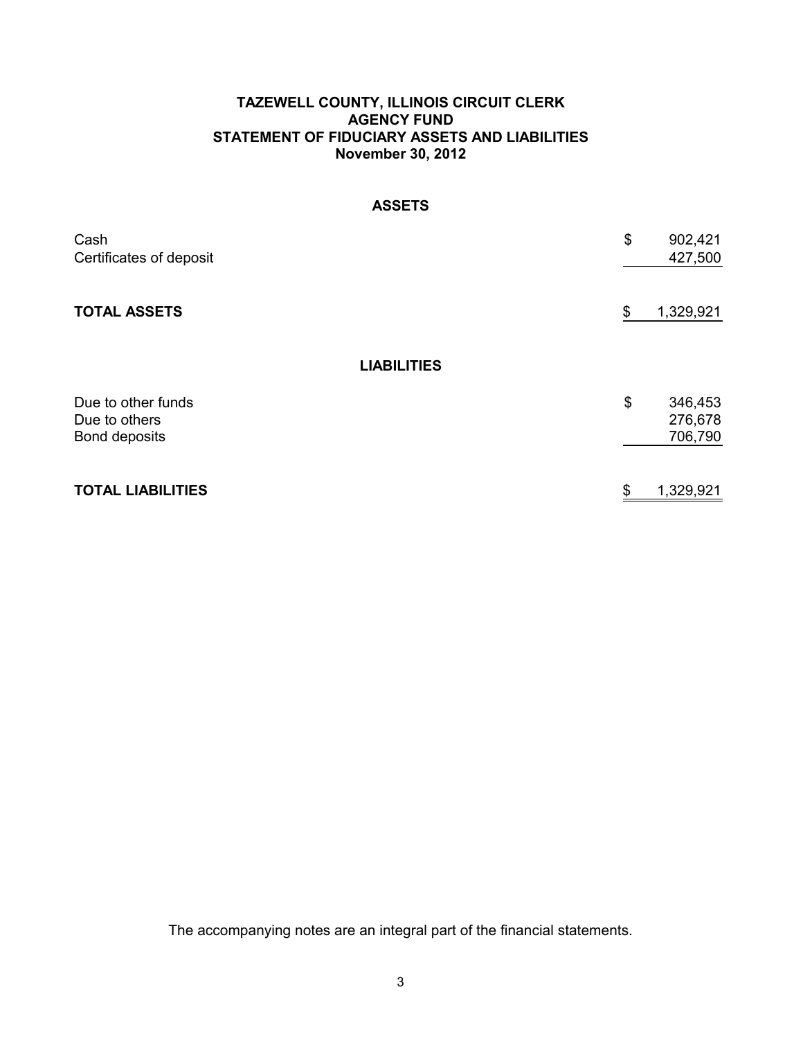# TAZEWELL COUNTY, ILLINOIS CIRCUIT CLERK
## AGENCY FUND
## STATEMENT OF FIDUCIARY ASSETS AND LIABILITIES
## November 30, 2012

### ASSETS

| | | |
|---|---|---|
| Cash | $ | 902,421 |
| Certificates of deposit | | 427,500 |
| **TOTAL ASSETS** | $ | 1,329,921 |

### LIABILITIES

| | | |
|---|---|---|
| Due to other funds | $ | 346,453 |
| Due to others | | 276,678 |
| Bond deposits | | 706,790 |
| **TOTAL LIABILITIES** | $ | 1,329,921 |

The accompanying notes are an integral part of the financial statements.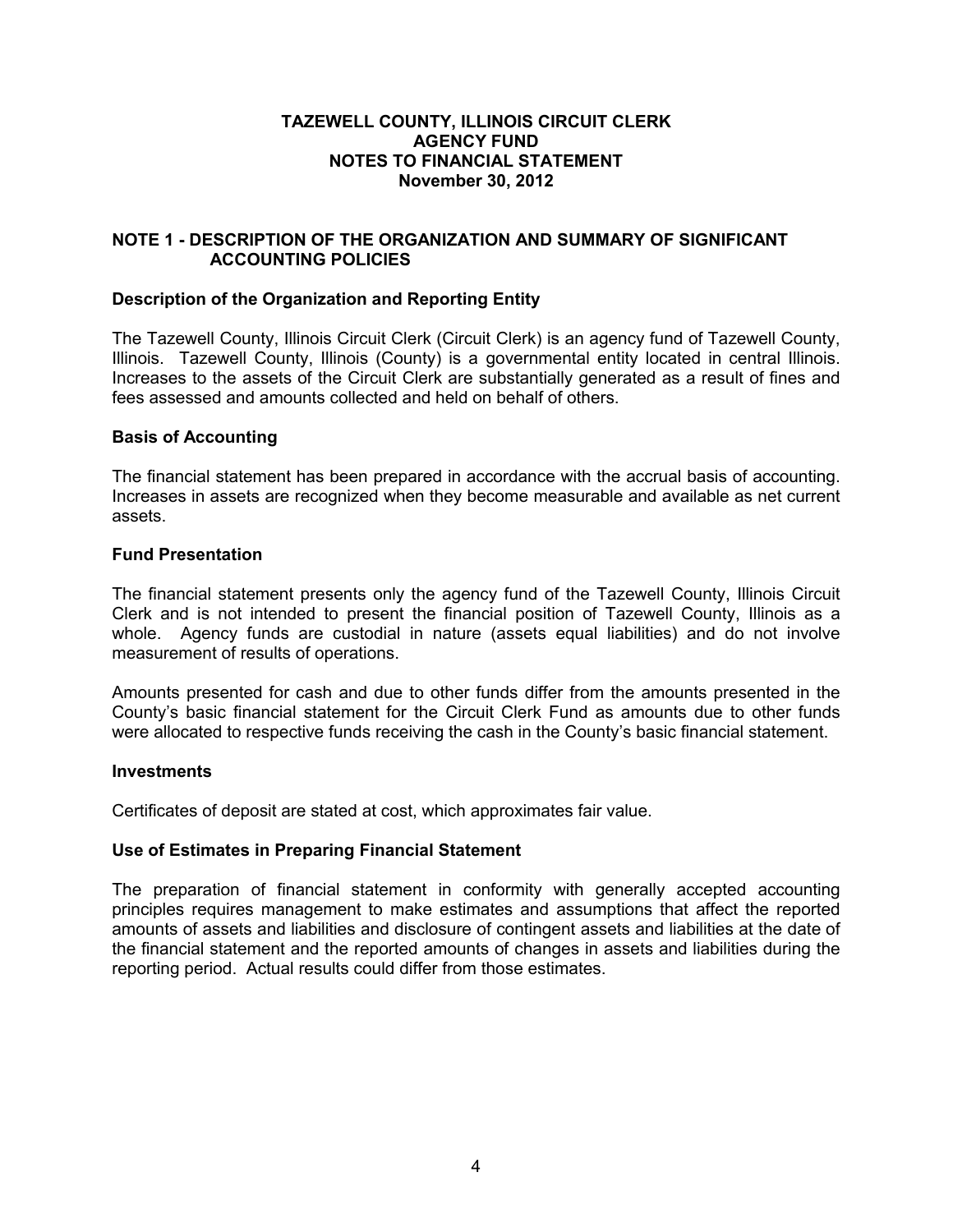**TAZEWELL COUNTY, ILLINOIS CIRCUIT CLERK**
**AGENCY FUND**
**NOTES TO FINANCIAL STATEMENT**
**November 30, 2012**

## NOTE 1 - DESCRIPTION OF THE ORGANIZATION AND SUMMARY OF SIGNIFICANT ACCOUNTING POLICIES

### Description of the Organization and Reporting Entity

The Tazewell County, Illinois Circuit Clerk (Circuit Clerk) is an agency fund of Tazewell County, Illinois. Tazewell County, Illinois (County) is a governmental entity located in central Illinois. Increases to the assets of the Circuit Clerk are substantially generated as a result of fines and fees assessed and amounts collected and held on behalf of others.

### Basis of Accounting

The financial statement has been prepared in accordance with the accrual basis of accounting. Increases in assets are recognized when they become measurable and available as net current assets.

### Fund Presentation

The financial statement presents only the agency fund of the Tazewell County, Illinois Circuit Clerk and is not intended to present the financial position of Tazewell County, Illinois as a whole. Agency funds are custodial in nature (assets equal liabilities) and do not involve measurement of results of operations.

Amounts presented for cash and due to other funds differ from the amounts presented in the County's basic financial statement for the Circuit Clerk Fund as amounts due to other funds were allocated to respective funds receiving the cash in the County's basic financial statement.

### Investments

Certificates of deposit are stated at cost, which approximates fair value.

### Use of Estimates in Preparing Financial Statement

The preparation of financial statement in conformity with generally accepted accounting principles requires management to make estimates and assumptions that affect the reported amounts of assets and liabilities and disclosure of contingent assets and liabilities at the date of the financial statement and the reported amounts of changes in assets and liabilities during the reporting period. Actual results could differ from those estimates.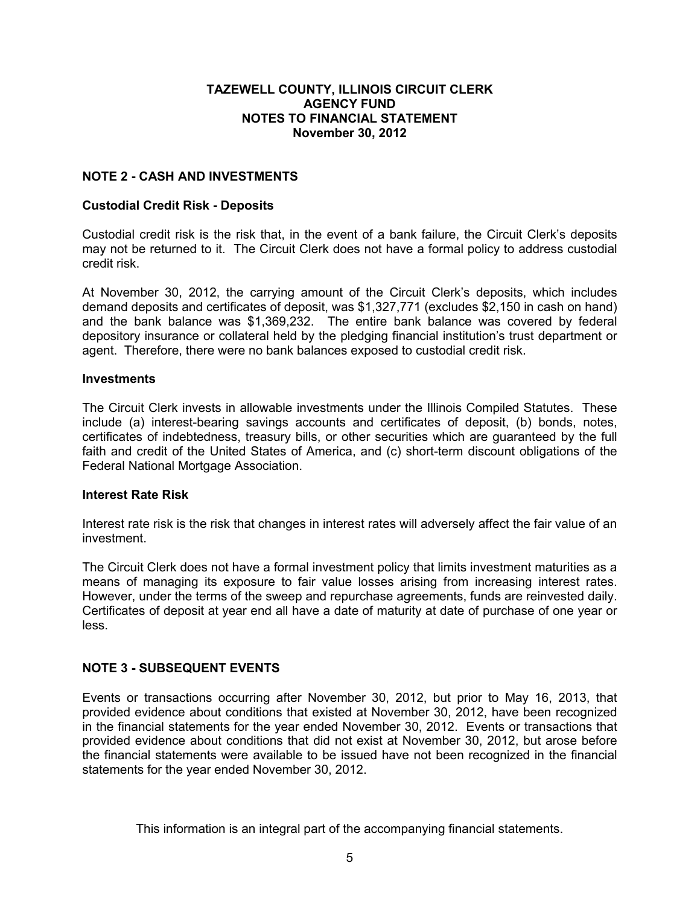# TAZEWELL COUNTY, ILLINOIS CIRCUIT CLERK
## AGENCY FUND
## NOTES TO FINANCIAL STATEMENT
## November 30, 2012

### NOTE 2 - CASH AND INVESTMENTS

**Custodial Credit Risk - Deposits**

Custodial credit risk is the risk that, in the event of a bank failure, the Circuit Clerk's deposits may not be returned to it. The Circuit Clerk does not have a formal policy to address custodial credit risk.

At November 30, 2012, the carrying amount of the Circuit Clerk's deposits, which includes demand deposits and certificates of deposit, was $1,327,771 (excludes $2,150 in cash on hand) and the bank balance was $1,369,232. The entire bank balance was covered by federal depository insurance or collateral held by the pledging financial institution's trust department or agent. Therefore, there were no bank balances exposed to custodial credit risk.

**Investments**

The Circuit Clerk invests in allowable investments under the Illinois Compiled Statutes. These include (a) interest-bearing savings accounts and certificates of deposit, (b) bonds, notes, certificates of indebtedness, treasury bills, or other securities which are guaranteed by the full faith and credit of the United States of America, and (c) short-term discount obligations of the Federal National Mortgage Association.

**Interest Rate Risk**

Interest rate risk is the risk that changes in interest rates will adversely affect the fair value of an investment.

The Circuit Clerk does not have a formal investment policy that limits investment maturities as a means of managing its exposure to fair value losses arising from increasing interest rates. However, under the terms of the sweep and repurchase agreements, funds are reinvested daily. Certificates of deposit at year end all have a date of maturity at date of purchase of one year or less.

### NOTE 3 - SUBSEQUENT EVENTS

Events or transactions occurring after November 30, 2012, but prior to May 16, 2013, that provided evidence about conditions that existed at November 30, 2012, have been recognized in the financial statements for the year ended November 30, 2012. Events or transactions that provided evidence about conditions that did not exist at November 30, 2012, but arose before the financial statements were available to be issued have not been recognized in the financial statements for the year ended November 30, 2012.

This information is an integral part of the accompanying financial statements.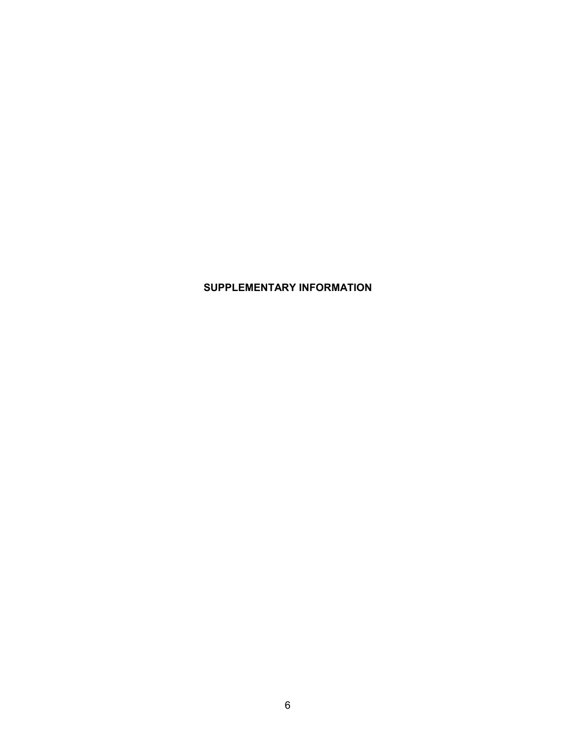# SUPPLEMENTARY INFORMATION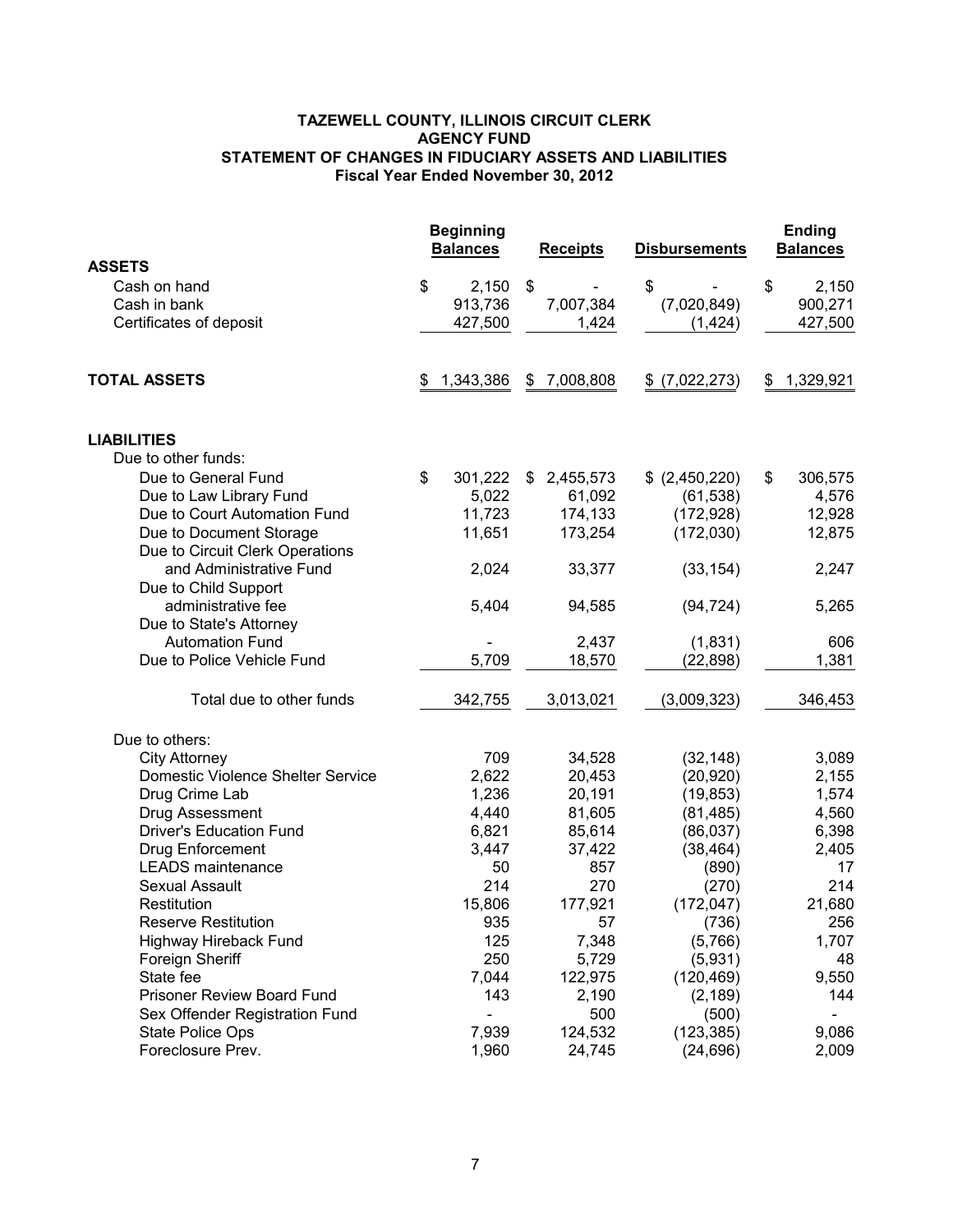**TAZEWELL COUNTY, ILLINOIS CIRCUIT CLERK**
**AGENCY FUND**
**STATEMENT OF CHANGES IN FIDUCIARY ASSETS AND LIABILITIES**
**Fiscal Year Ended November 30, 2012**

| | Beginning Balances | Receipts | Disbursements | Ending Balances |
|---|---|---|---|---|
| **ASSETS** | | | | |
| Cash on hand | $ 2,150 | $ - | $ - | $ 2,150 |
| Cash in bank | 913,736 | 7,007,384 | (7,020,849) | 900,271 |
| Certificates of deposit | 427,500 | 1,424 | (1,424) | 427,500 |
| **TOTAL ASSETS** | $ 1,343,386 | $ 7,008,808 | $ (7,022,273) | $ 1,329,921 |
| **LIABILITIES** | | | | |
| Due to other funds: | | | | |
| Due to General Fund | $ 301,222 | $ 2,455,573 | $ (2,450,220) | $ 306,575 |
| Due to Law Library Fund | 5,022 | 61,092 | (61,538) | 4,576 |
| Due to Court Automation Fund | 11,723 | 174,133 | (172,928) | 12,928 |
| Due to Document Storage | 11,651 | 173,254 | (172,030) | 12,875 |
| Due to Circuit Clerk Operations and Administrative Fund | 2,024 | 33,377 | (33,154) | 2,247 |
| Due to Child Support administrative fee | 5,404 | 94,585 | (94,724) | 5,265 |
| Due to State's Attorney Automation Fund | - | 2,437 | (1,831) | 606 |
| Due to Police Vehicle Fund | 5,709 | 18,570 | (22,898) | 1,381 |
| Total due to other funds | 342,755 | 3,013,021 | (3,009,323) | 346,453 |
| Due to others: | | | | |
| City Attorney | 709 | 34,528 | (32,148) | 3,089 |
| Domestic Violence Shelter Service | 2,622 | 20,453 | (20,920) | 2,155 |
| Drug Crime Lab | 1,236 | 20,191 | (19,853) | 1,574 |
| Drug Assessment | 4,440 | 81,605 | (81,485) | 4,560 |
| Driver's Education Fund | 6,821 | 85,614 | (86,037) | 6,398 |
| Drug Enforcement | 3,447 | 37,422 | (38,464) | 2,405 |
| LEADS maintenance | 50 | 857 | (890) | 17 |
| Sexual Assault | 214 | 270 | (270) | 214 |
| Restitution | 15,806 | 177,921 | (172,047) | 21,680 |
| Reserve Restitution | 935 | 57 | (736) | 256 |
| Highway Hireback Fund | 125 | 7,348 | (5,766) | 1,707 |
| Foreign Sheriff | 250 | 5,729 | (5,931) | 48 |
| State fee | 7,044 | 122,975 | (120,469) | 9,550 |
| Prisoner Review Board Fund | 143 | 2,190 | (2,189) | 144 |
| Sex Offender Registration Fund | - | 500 | (500) | - |
| State Police Ops | 7,939 | 124,532 | (123,385) | 9,086 |
| Foreclosure Prev. | 1,960 | 24,745 | (24,696) | 2,009 |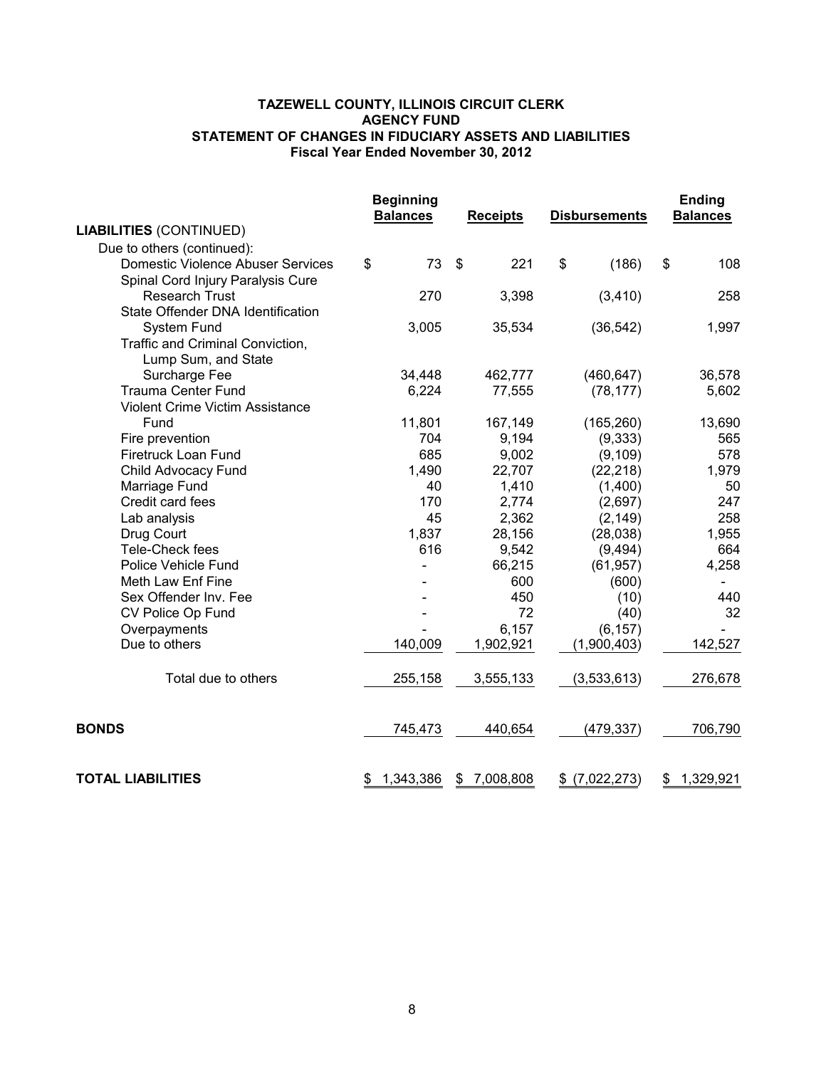**TAZEWELL COUNTY, ILLINOIS CIRCUIT CLERK**
**AGENCY FUND**
**STATEMENT OF CHANGES IN FIDUCIARY ASSETS AND LIABILITIES**
**Fiscal Year Ended November 30, 2012**

| | Beginning Balances | Receipts | Disbursements | Ending Balances |
|---|---|---|---|---|
| **LIABILITIES** (CONTINUED) | | | | |
| Due to others (continued): | | | | |
| Domestic Violence Abuser Services | $ 73 | $ 221 | $ (186) | $ 108 |
| Spinal Cord Injury Paralysis Cure Research Trust | 270 | 3,398 | (3,410) | 258 |
| State Offender DNA Identification System Fund | 3,005 | 35,534 | (36,542) | 1,997 |
| Traffic and Criminal Conviction, Lump Sum, and State Surcharge Fee | 34,448 | 462,777 | (460,647) | 36,578 |
| Trauma Center Fund | 6,224 | 77,555 | (78,177) | 5,602 |
| Violent Crime Victim Assistance Fund | 11,801 | 167,149 | (165,260) | 13,690 |
| Fire prevention | 704 | 9,194 | (9,333) | 565 |
| Firetruck Loan Fund | 685 | 9,002 | (9,109) | 578 |
| Child Advocacy Fund | 1,490 | 22,707 | (22,218) | 1,979 |
| Marriage Fund | 40 | 1,410 | (1,400) | 50 |
| Credit card fees | 170 | 2,774 | (2,697) | 247 |
| Lab analysis | 45 | 2,362 | (2,149) | 258 |
| Drug Court | 1,837 | 28,156 | (28,038) | 1,955 |
| Tele-Check fees | 616 | 9,542 | (9,494) | 664 |
| Police Vehicle Fund | - | 66,215 | (61,957) | 4,258 |
| Meth Law Enf Fine | - | 600 | (600) | - |
| Sex Offender Inv. Fee | - | 450 | (10) | 440 |
| CV Police Op Fund | - | 72 | (40) | 32 |
| Overpayments | - | 6,157 | (6,157) | - |
| Due to others | 140,009 | 1,902,921 | (1,900,403) | 142,527 |
| Total due to others | 255,158 | 3,555,133 | (3,533,613) | 276,678 |
| **BONDS** | 745,473 | 440,654 | (479,337) | 706,790 |
| **TOTAL LIABILITIES** | $ 1,343,386 | $ 7,008,808 | $ (7,022,273) | $ 1,329,921 |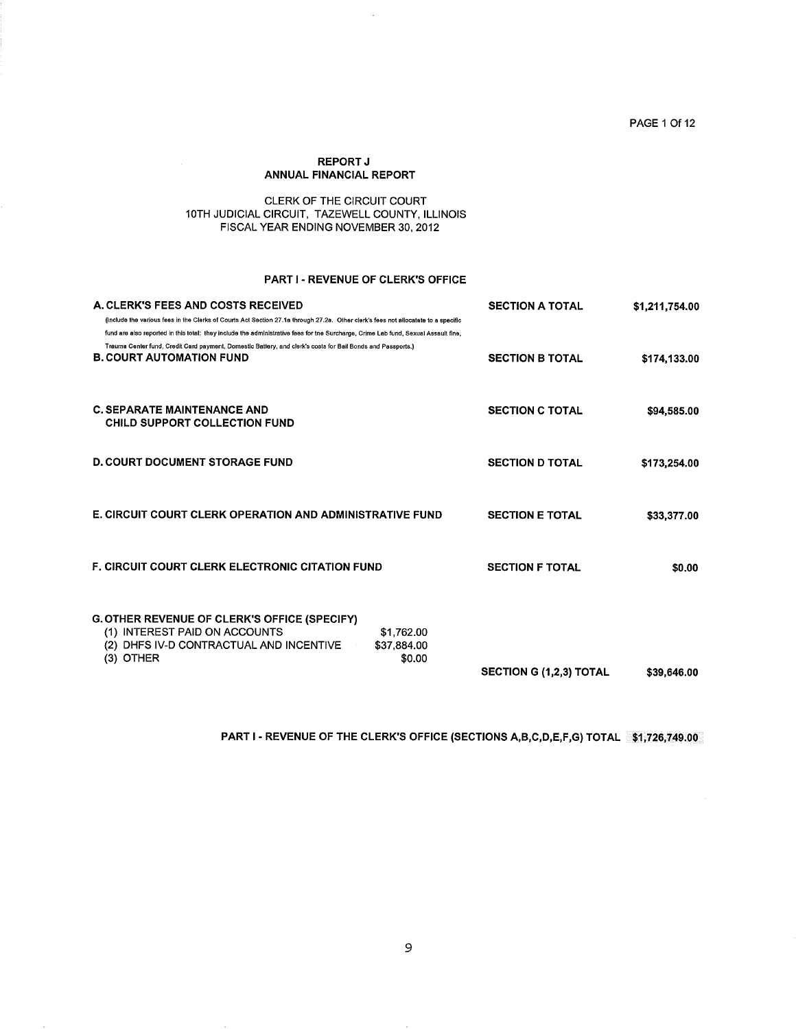## REPORT J
## ANNUAL FINANCIAL REPORT

CLERK OF THE CIRCUIT COURT
10TH JUDICIAL CIRCUIT, TAZEWELL COUNTY, ILLINOIS
FISCAL YEAR ENDING NOVEMBER 30, 2012

### PART I - REVENUE OF CLERK'S OFFICE

| | | | |
|---|---|---|---|
| **A. CLERK'S FEES AND COSTS RECEIVED** (Include the various fees in the Clerks of Courts Act Section 27.1a through 27.2a. Other clerk's fees not allocatable to a specific fund are also reported in this total: they include the administrative fees for the Surcharge, Crime Lab fund, Sexual Assault fine, Trauma Center fund, Credit Card payment, Domestic Battery, and clerk's costs for Bail Bonds and Passports.) | | **SECTION A TOTAL** | **$1,211,754.00** |
| **B. COURT AUTOMATION FUND** | | **SECTION B TOTAL** | **$174,133.00** |
| **C. SEPARATE MAINTENANCE AND CHILD SUPPORT COLLECTION FUND** | | **SECTION C TOTAL** | **$94,585.00** |
| **D. COURT DOCUMENT STORAGE FUND** | | **SECTION D TOTAL** | **$173,254.00** |
| **E. CIRCUIT COURT CLERK OPERATION AND ADMINISTRATIVE FUND** | | **SECTION E TOTAL** | **$33,377.00** |
| **F. CIRCUIT COURT CLERK ELECTRONIC CITATION FUND** | | **SECTION F TOTAL** | **$0.00** |
| **G. OTHER REVENUE OF CLERK'S OFFICE (SPECIFY)** | | | |
| (1) INTEREST PAID ON ACCOUNTS | $1,762.00 | | |
| (2) DHFS IV-D CONTRACTUAL AND INCENTIVE | $37,884.00 | | |
| (3) OTHER | $0.00 | | |
| | | **SECTION G (1,2,3) TOTAL** | **$39,646.00** |

**PART I - REVENUE OF THE CLERK'S OFFICE (SECTIONS A,B,C,D,E,F,G) TOTAL $1,726,749.00**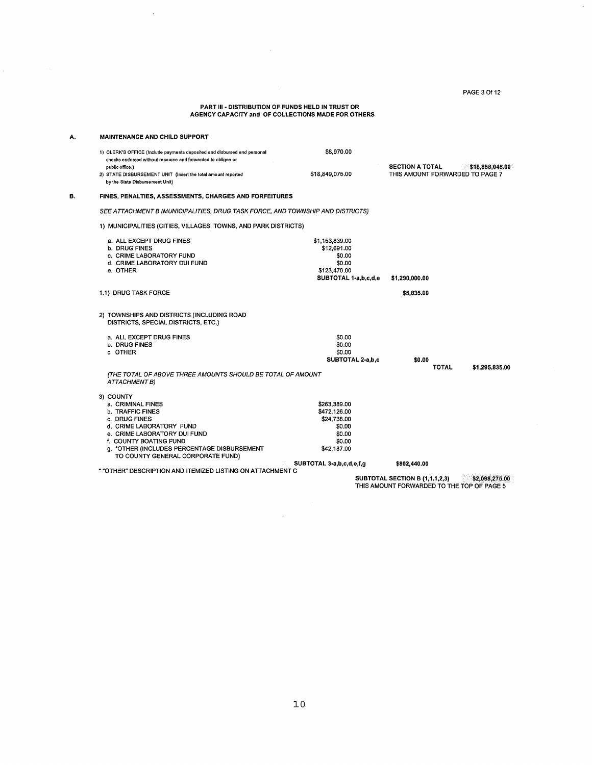## PART III - DISTRIBUTION OF FUNDS HELD IN TRUST OR AGENCY CAPACITY and OF COLLECTIONS MADE FOR OTHERS

**A. MAINTENANCE AND CHILD SUPPORT**

| | | | |
|---|---|---|---|
| 1) CLERK'S OFFICE (Include payments deposited and disbursed and personal checks endorsed without recourse and forwarded to obligee or public office.) | $8,970.00 | **SECTION A TOTAL** | $18,858,045.00 |
| 2) STATE DISBURSEMENT UNIT (Insert the total amount reported by the State Disbursement Unit) | $18,849,075.00 | THIS AMOUNT FORWARDED TO PAGE 7 | |

**B. FINES, PENALTIES, ASSESSMENTS, CHARGES AND FORFEITURES**

*SEE ATTACHMENT B (MUNICIPALITIES, DRUG TASK FORCE, AND TOWNSHIP AND DISTRICTS)*

| | | | |
|---|---|---|---|
| **1) MUNICIPALITIES (CITIES, VILLAGES, TOWNS, AND PARK DISTRICTS)** | | | |
| a. ALL EXCEPT DRUG FINES | $1,153,839.00 | | |
| b. DRUG FINES | $12,691.00 | | |
| c. CRIME LABORATORY FUND | $0.00 | | |
| d. CRIME LABORATORY DUI FUND | $0.00 | | |
| e. OTHER | $123,470.00 | | |
| | **SUBTOTAL 1-a,b,c,d,e** | $1,290,000.00 | |
| 1.1) DRUG TASK FORCE | | $5,835.00 | |
| **2) TOWNSHIPS AND DISTRICTS (INCLUDING ROAD DISTRICTS, SPECIAL DISTRICTS, ETC.)** | | | |
| a. ALL EXCEPT DRUG FINES | $0.00 | | |
| b. DRUG FINES | $0.00 | | |
| c OTHER | $0.00 | | |
| | **SUBTOTAL 2-a,b,c** | $0.00 | |
| | | **TOTAL** | $1,295,835.00 |

*(THE TOTAL OF ABOVE THREE AMOUNTS SHOULD BE TOTAL OF AMOUNT ATTACHMENT B)*

| | | | |
|---|---|---|---|
| **3) COUNTY** | | | |
| a. CRIMINAL FINES | $263,389.00 | | |
| b. TRAFFIC FINES | $472,126.00 | | |
| c. DRUG FINES | $24,738.00 | | |
| d. CRIME LABORATORY FUND | $0.00 | | |
| e. CRIME LABORATORY DUI FUND | $0.00 | | |
| f. COUNTY BOATING FUND | $0.00 | | |
| g. *OTHER (INCLUDES PERCENTAGE DISBURSEMENT TO COUNTY GENERAL CORPORATE FUND) | $42,187.00 | | |
| | **SUBTOTAL 3-a,b,c,d,e,f,g** | $802,440.00 | |

* "OTHER" DESCRIPTION AND ITEMIZED LISTING ON ATTACHMENT C

**SUBTOTAL SECTION B (1,1.1,2,3)** $2,098,275.00
THIS AMOUNT FORWARDED TO THE TOP OF PAGE 5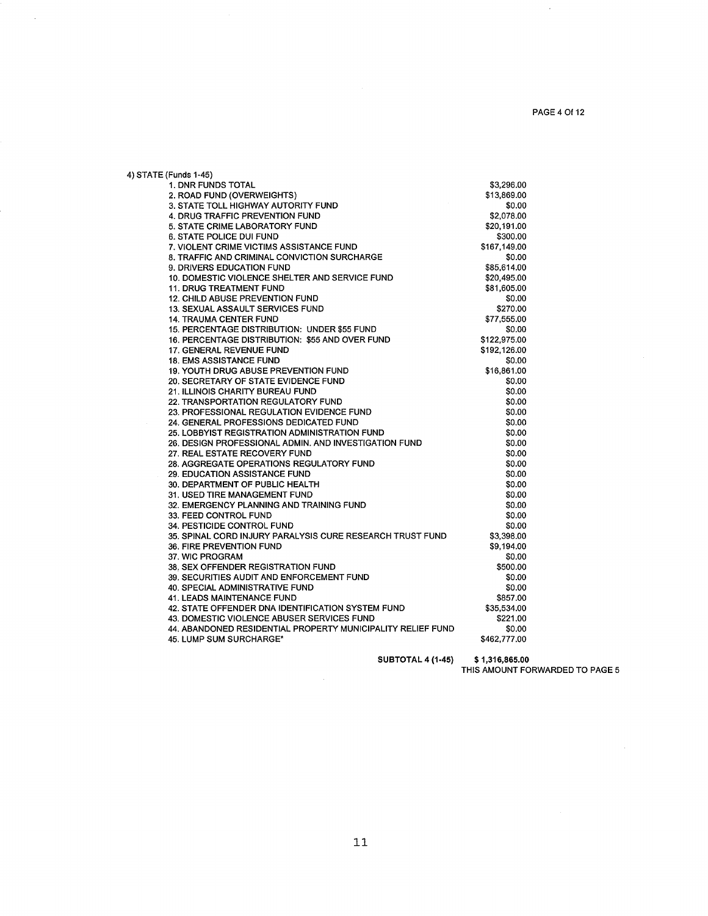4) STATE (Funds 1-45)

| | |
|---|---|
| 1. DNR FUNDS TOTAL | $3,296.00 |
| 2. ROAD FUND (OVERWEIGHTS) | $13,869.00 |
| 3. STATE TOLL HIGHWAY AUTORITY FUND | $0.00 |
| 4. DRUG TRAFFIC PREVENTION FUND | $2,078.00 |
| 5. STATE CRIME LABORATORY FUND | $20,191.00 |
| 6. STATE POLICE DUI FUND | $300.00 |
| 7. VIOLENT CRIME VICTIMS ASSISTANCE FUND | $167,149.00 |
| 8. TRAFFIC AND CRIMINAL CONVICTION SURCHARGE | $0.00 |
| 9. DRIVERS EDUCATION FUND | $85,614.00 |
| 10. DOMESTIC VIOLENCE SHELTER AND SERVICE FUND | $20,495.00 |
| 11. DRUG TREATMENT FUND | $81,605.00 |
| 12. CHILD ABUSE PREVENTION FUND | $0.00 |
| 13. SEXUAL ASSAULT SERVICES FUND | $270.00 |
| 14. TRAUMA CENTER FUND | $77,555.00 |
| 15. PERCENTAGE DISTRIBUTION: UNDER $55 FUND | $0.00 |
| 16. PERCENTAGE DISTRIBUTION: $55 AND OVER FUND | $122,975.00 |
| 17. GENERAL REVENUE FUND | $192,126.00 |
| 18. EMS ASSISTANCE FUND | $0.00 |
| 19. YOUTH DRUG ABUSE PREVENTION FUND | $16,861.00 |
| 20. SECRETARY OF STATE EVIDENCE FUND | $0.00 |
| 21. ILLINOIS CHARITY BUREAU FUND | $0.00 |
| 22. TRANSPORTATION REGULATORY FUND | $0.00 |
| 23. PROFESSIONAL REGULATION EVIDENCE FUND | $0.00 |
| 24. GENERAL PROFESSIONS DEDICATED FUND | $0.00 |
| 25. LOBBYIST REGISTRATION ADMINISTRATION FUND | $0.00 |
| 26. DESIGN PROFESSIONAL ADMIN. AND INVESTIGATION FUND | $0.00 |
| 27. REAL ESTATE RECOVERY FUND | $0.00 |
| 28. AGGREGATE OPERATIONS REGULATORY FUND | $0.00 |
| 29. EDUCATION ASSISTANCE FUND | $0.00 |
| 30. DEPARTMENT OF PUBLIC HEALTH | $0.00 |
| 31. USED TIRE MANAGEMENT FUND | $0.00 |
| 32. EMERGENCY PLANNING AND TRAINING FUND | $0.00 |
| 33. FEED CONTROL FUND | $0.00 |
| 34. PESTICIDE CONTROL FUND | $0.00 |
| 35. SPINAL CORD INJURY PARALYSIS CURE RESEARCH TRUST FUND | $3,398.00 |
| 36. FIRE PREVENTION FUND | $9,194.00 |
| 37. WIC PROGRAM | $0.00 |
| 38. SEX OFFENDER REGISTRATION FUND | $500.00 |
| 39. SECURITIES AUDIT AND ENFORCEMENT FUND | $0.00 |
| 40. SPECIAL ADMINISTRATIVE FUND | $0.00 |
| 41. LEADS MAINTENANCE FUND | $857.00 |
| 42. STATE OFFENDER DNA IDENTIFICATION SYSTEM FUND | $35,534.00 |
| 43. DOMESTIC VIOLENCE ABUSER SERVICES FUND | $221.00 |
| 44. ABANDONED RESIDENTIAL PROPERTY MUNICIPALITY RELIEF FUND | $0.00 |
| 45. LUMP SUM SURCHARGE* | $462,777.00 |
| **SUBTOTAL 4 (1-45)** | **$ 1,316,865.00** |

THIS AMOUNT FORWARDED TO PAGE 5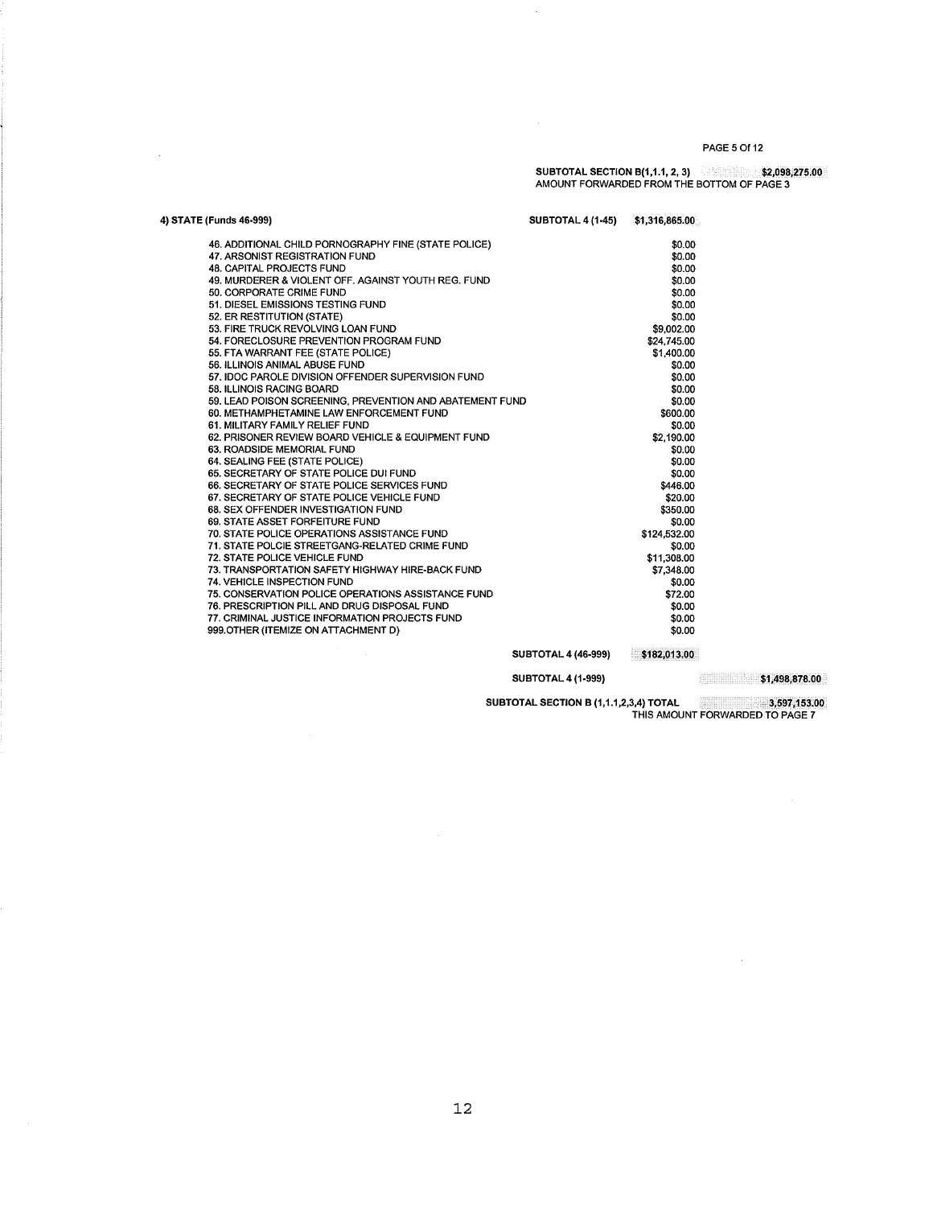SUBTOTAL SECTION B(1,1.1, 2, 3) $2,098,275.00
AMOUNT FORWARDED FROM THE BOTTOM OF PAGE 3

**4) STATE (Funds 46-999)** **SUBTOTAL 4 (1-45)** $1,316,865.00

| | |
|---|---|
| 46. ADDITIONAL CHILD PORNOGRAPHY FINE (STATE POLICE) | $0.00 |
| 47. ARSONIST REGISTRATION FUND | $0.00 |
| 48. CAPITAL PROJECTS FUND | $0.00 |
| 49. MURDERER & VIOLENT OFF. AGAINST YOUTH REG. FUND | $0.00 |
| 50. CORPORATE CRIME FUND | $0.00 |
| 51. DIESEL EMISSIONS TESTING FUND | $0.00 |
| 52. ER RESTITUTION (STATE) | $0.00 |
| 53. FIRE TRUCK REVOLVING LOAN FUND | $9,002.00 |
| 54. FORECLOSURE PREVENTION PROGRAM FUND | $24,745.00 |
| 55. FTA WARRANT FEE (STATE POLICE) | $1,400.00 |
| 56. ILLINOIS ANIMAL ABUSE FUND | $0.00 |
| 57. IDOC PAROLE DIVISION OFFENDER SUPERVISION FUND | $0.00 |
| 58. ILLINOIS RACING BOARD | $0.00 |
| 59. LEAD POISON SCREENING, PREVENTION AND ABATEMENT FUND | $0.00 |
| 60. METHAMPHETAMINE LAW ENFORCEMENT FUND | $600.00 |
| 61. MILITARY FAMILY RELIEF FUND | $0.00 |
| 62. PRISONER REVIEW BOARD VEHICLE & EQUIPMENT FUND | $2,190.00 |
| 63. ROADSIDE MEMORIAL FUND | $0.00 |
| 64. SEALING FEE (STATE POLICE) | $0.00 |
| 65. SECRETARY OF STATE POLICE DUI FUND | $0.00 |
| 66. SECRETARY OF STATE POLICE SERVICES FUND | $446.00 |
| 67. SECRETARY OF STATE POLICE VEHICLE FUND | $20.00 |
| 68. SEX OFFENDER INVESTIGATION FUND | $350.00 |
| 69. STATE ASSET FORFEITURE FUND | $0.00 |
| 70. STATE POLICE OPERATIONS ASSISTANCE FUND | $124,532.00 |
| 71. STATE POLCIE STREETGANG-RELATED CRIME FUND | $0.00 |
| 72. STATE POLICE VEHICLE FUND | $11,308.00 |
| 73. TRANSPORTATION SAFETY HIGHWAY HIRE-BACK FUND | $7,348.00 |
| 74. VEHICLE INSPECTION FUND | $0.00 |
| 75. CONSERVATION POLICE OPERATIONS ASSISTANCE FUND | $72.00 |
| 76. PRESCRIPTION PILL AND DRUG DISPOSAL FUND | $0.00 |
| 77. CRIMINAL JUSTICE INFORMATION PROJECTS FUND | $0.00 |
| 999.OTHER (ITEMIZE ON ATTACHMENT D) | $0.00 |

**SUBTOTAL 4 (46-999)** $182,013.00

**SUBTOTAL 4 (1-999)** $1,498,878.00

**SUBTOTAL SECTION B (1,1.1,2,3,4) TOTAL** 3,597,153.00
THIS AMOUNT FORWARDED TO PAGE 7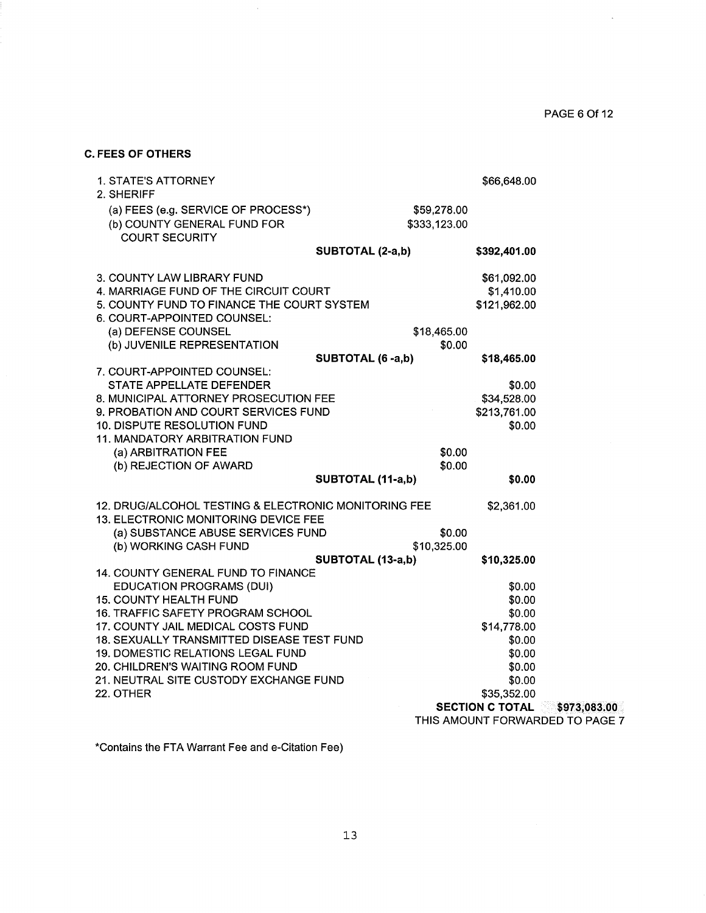**C. FEES OF OTHERS**

| | | | |
|---|---|---|---|
| 1. STATE'S ATTORNEY | | $66,648.00 | |
| 2. SHERIFF | | | |
| (a) FEES (e.g. SERVICE OF PROCESS*) | $59,278.00 | | |
| (b) COUNTY GENERAL FUND FOR COURT SECURITY | $333,123.00 | | |
| **SUBTOTAL (2-a,b)** | | **$392,401.00** | |
| 3. COUNTY LAW LIBRARY FUND | | $61,092.00 | |
| 4. MARRIAGE FUND OF THE CIRCUIT COURT | | $1,410.00 | |
| 5. COUNTY FUND TO FINANCE THE COURT SYSTEM | | $121,962.00 | |
| 6. COURT-APPOINTED COUNSEL: | | | |
| (a) DEFENSE COUNSEL | $18,465.00 | | |
| (b) JUVENILE REPRESENTATION | $0.00 | | |
| **SUBTOTAL (6 -a,b)** | | **$18,465.00** | |
| 7. COURT-APPOINTED COUNSEL: STATE APPELLATE DEFENDER | | $0.00 | |
| 8. MUNICIPAL ATTORNEY PROSECUTION FEE | | $34,528.00 | |
| 9. PROBATION AND COURT SERVICES FUND | | $213,761.00 | |
| 10. DISPUTE RESOLUTION FUND | | $0.00 | |
| 11. MANDATORY ARBITRATION FUND | | | |
| (a) ARBITRATION FEE | $0.00 | | |
| (b) REJECTION OF AWARD | $0.00 | | |
| **SUBTOTAL (11-a,b)** | | **$0.00** | |
| 12. DRUG/ALCOHOL TESTING & ELECTRONIC MONITORING FEE | | $2,361.00 | |
| 13. ELECTRONIC MONITORING DEVICE FEE | | | |
| (a) SUBSTANCE ABUSE SERVICES FUND | $0.00 | | |
| (b) WORKING CASH FUND | $10,325.00 | | |
| **SUBTOTAL (13-a,b)** | | **$10,325.00** | |
| 14. COUNTY GENERAL FUND TO FINANCE EDUCATION PROGRAMS (DUI) | | $0.00 | |
| 15. COUNTY HEALTH FUND | | $0.00 | |
| 16. TRAFFIC SAFETY PROGRAM SCHOOL | | $0.00 | |
| 17. COUNTY JAIL MEDICAL COSTS FUND | | $14,778.00 | |
| 18. SEXUALLY TRANSMITTED DISEASE TEST FUND | | $0.00 | |
| 19. DOMESTIC RELATIONS LEGAL FUND | | $0.00 | |
| 20. CHILDREN'S WAITING ROOM FUND | | $0.00 | |
| 21. NEUTRAL SITE CUSTODY EXCHANGE FUND | | $0.00 | |
| 22. OTHER | | $35,352.00 | |
| | | **SECTION C TOTAL** | **$973,083.00** |

THIS AMOUNT FORWARDED TO PAGE 7

*Contains the FTA Warrant Fee and e-Citation Fee)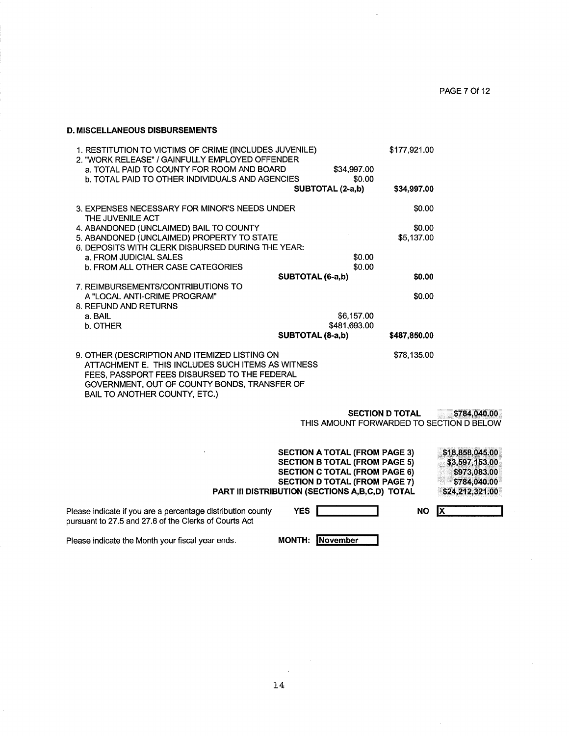### D. MISCELLANEOUS DISBURSEMENTS

| | | |
|---|---|---|
| 1. RESTITUTION TO VICTIMS OF CRIME (INCLUDES JUVENILE) | | $177,921.00 |
| 2. "WORK RELEASE" / GAINFULLY EMPLOYED OFFENDER | | |
| a. TOTAL PAID TO COUNTY FOR ROOM AND BOARD | $34,997.00 | |
| b. TOTAL PAID TO OTHER INDIVIDUALS AND AGENCIES | $0.00 | |
| **SUBTOTAL (2-a,b)** | | **$34,997.00** |
| 3. EXPENSES NECESSARY FOR MINOR'S NEEDS UNDER THE JUVENILE ACT | | $0.00 |
| 4. ABANDONED (UNCLAIMED) BAIL TO COUNTY | | $0.00 |
| 5. ABANDONED (UNCLAIMED) PROPERTY TO STATE | | $5,137.00 |
| 6. DEPOSITS WITH CLERK DISBURSED DURING THE YEAR: | | |
| a. FROM JUDICIAL SALES | $0.00 | |
| b. FROM ALL OTHER CASE CATEGORIES | $0.00 | |
| **SUBTOTAL (6-a,b)** | | **$0.00** |
| 7. REIMBURSEMENTS/CONTRIBUTIONS TO A "LOCAL ANTI-CRIME PROGRAM" | | $0.00 |
| 8. REFUND AND RETURNS | | |
| a. BAIL | $6,157.00 | |
| b. OTHER | $481,693.00 | |
| **SUBTOTAL (8-a,b)** | | **$487,850.00** |
| 9. OTHER (DESCRIPTION AND ITEMIZED LISTING ON ATTACHMENT E. THIS INCLUDES SUCH ITEMS AS WITNESS FEES, PASSPORT FEES DISBURSED TO THE FEDERAL GOVERNMENT, OUT OF COUNTY BONDS, TRANSFER OF BAIL TO ANOTHER COUNTY, ETC.) | | $78,135.00 |

**SECTION D TOTAL** $784,040.00

THIS AMOUNT FORWARDED TO SECTION D BELOW

| | |
|---|---|
| **SECTION A TOTAL (FROM PAGE 3)** | $18,858,045.00 |
| **SECTION B TOTAL (FROM PAGE 5)** | $3,597,153.00 |
| **SECTION C TOTAL (FROM PAGE 6)** | $973,083.00 |
| **SECTION D TOTAL (FROM PAGE 7)** | $784,040.00 |
| **PART III DISTRIBUTION (SECTIONS A,B,C,D) TOTAL** | $24,212,321.00 |

Please indicate if you are a percentage distribution county pursuant to 27.5 and 27.6 of the Clerks of Courts Act **YES** [ ] **NO** [X]

Please indicate the Month your fiscal year ends. **MONTH:** November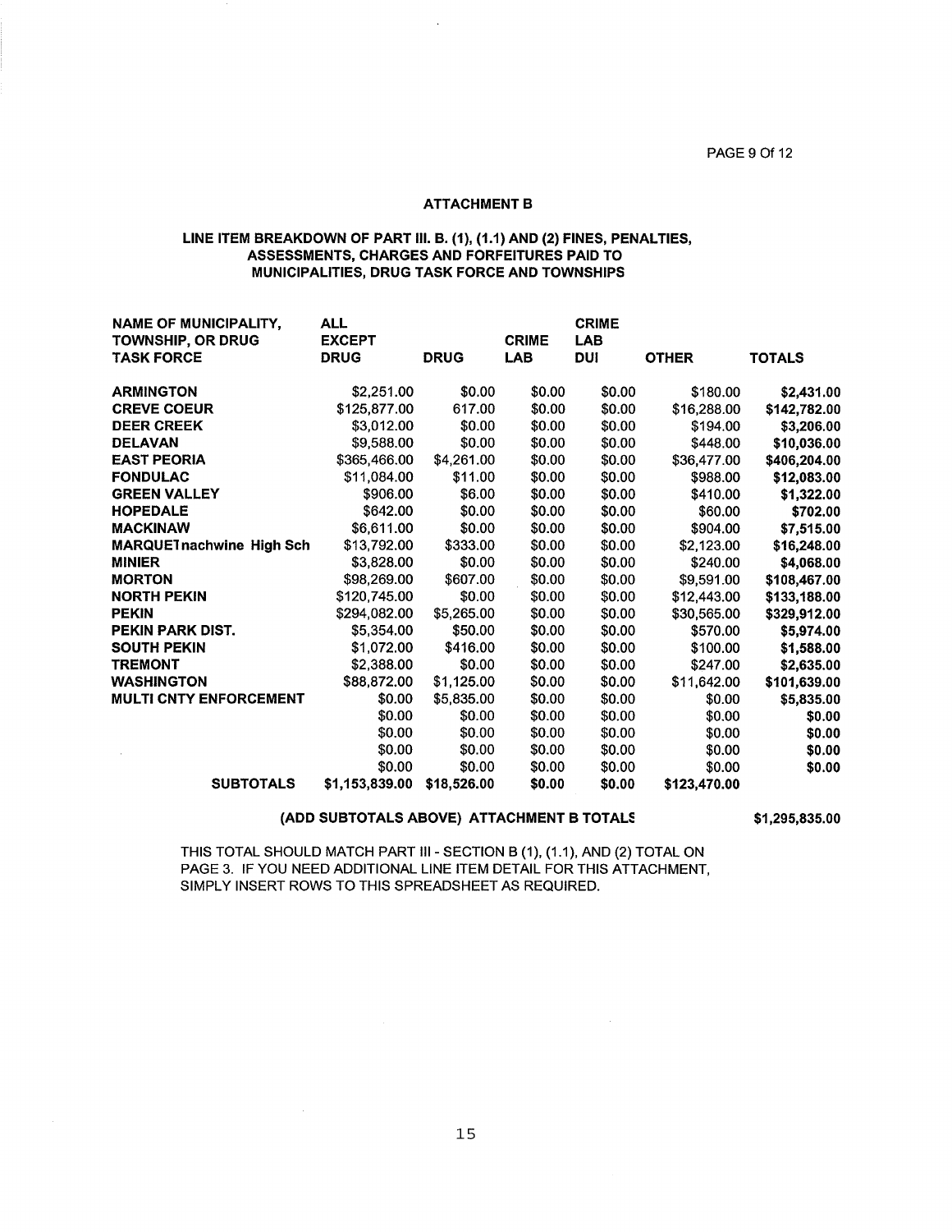## ATTACHMENT B

### LINE ITEM BREAKDOWN OF PART III. B. (1), (1.1) AND (2) FINES, PENALTIES, ASSESSMENTS, CHARGES AND FORFEITURES PAID TO MUNICIPALITIES, DRUG TASK FORCE AND TOWNSHIPS

| NAME OF MUNICIPALITY, TOWNSHIP, OR DRUG TASK FORCE | ALL EXCEPT DRUG | DRUG | CRIME LAB | CRIME LAB DUI | OTHER | TOTALS |
|---|---|---|---|---|---|---|
| **ARMINGTON** | $2,251.00 | $0.00 | $0.00 | $0.00 | $180.00 | **$2,431.00** |
| **CREVE COEUR** | $125,877.00 | 617.00 | $0.00 | $0.00 | $16,288.00 | **$142,782.00** |
| **DEER CREEK** | $3,012.00 | $0.00 | $0.00 | $0.00 | $194.00 | **$3,206.00** |
| **DELAVAN** | $9,588.00 | $0.00 | $0.00 | $0.00 | $448.00 | **$10,036.00** |
| **EAST PEORIA** | $365,466.00 | $4,261.00 | $0.00 | $0.00 | $36,477.00 | **$406,204.00** |
| **FONDULAC** | $11,084.00 | $11.00 | $0.00 | $0.00 | $988.00 | **$12,083.00** |
| **GREEN VALLEY** | $906.00 | $6.00 | $0.00 | $0.00 | $410.00 | **$1,322.00** |
| **HOPEDALE** | $642.00 | $0.00 | $0.00 | $0.00 | $60.00 | **$702.00** |
| **MACKINAW** | $6,611.00 | $0.00 | $0.00 | $0.00 | $904.00 | **$7,515.00** |
| **MARQUETnachwine High Sch** | $13,792.00 | $333.00 | $0.00 | $0.00 | $2,123.00 | **$16,248.00** |
| **MINIER** | $3,828.00 | $0.00 | $0.00 | $0.00 | $240.00 | **$4,068.00** |
| **MORTON** | $98,269.00 | $607.00 | $0.00 | $0.00 | $9,591.00 | **$108,467.00** |
| **NORTH PEKIN** | $120,745.00 | $0.00 | $0.00 | $0.00 | $12,443.00 | **$133,188.00** |
| **PEKIN** | $294,082.00 | $5,265.00 | $0.00 | $0.00 | $30,565.00 | **$329,912.00** |
| **PEKIN PARK DIST.** | $5,354.00 | $50.00 | $0.00 | $0.00 | $570.00 | **$5,974.00** |
| **SOUTH PEKIN** | $1,072.00 | $416.00 | $0.00 | $0.00 | $100.00 | **$1,588.00** |
| **TREMONT** | $2,388.00 | $0.00 | $0.00 | $0.00 | $247.00 | **$2,635.00** |
| **WASHINGTON** | $88,872.00 | $1,125.00 | $0.00 | $0.00 | $11,642.00 | **$101,639.00** |
| **MULTI CNTY ENFORCEMENT** | $0.00 | $5,835.00 | $0.00 | $0.00 | $0.00 | **$5,835.00** |
| | $0.00 | $0.00 | $0.00 | $0.00 | $0.00 | **$0.00** |
| | $0.00 | $0.00 | $0.00 | $0.00 | $0.00 | **$0.00** |
| | $0.00 | $0.00 | $0.00 | $0.00 | $0.00 | **$0.00** |
| | $0.00 | $0.00 | $0.00 | $0.00 | $0.00 | **$0.00** |
| **SUBTOTALS** | **$1,153,839.00** | **$18,526.00** | **$0.00** | **$0.00** | **$123,470.00** | |

**(ADD SUBTOTALS ABOVE) ATTACHMENT B TOTALS** **$1,295,835.00**

THIS TOTAL SHOULD MATCH PART III - SECTION B (1), (1.1), AND (2) TOTAL ON PAGE 3. IF YOU NEED ADDITIONAL LINE ITEM DETAIL FOR THIS ATTACHMENT, SIMPLY INSERT ROWS TO THIS SPREADSHEET AS REQUIRED.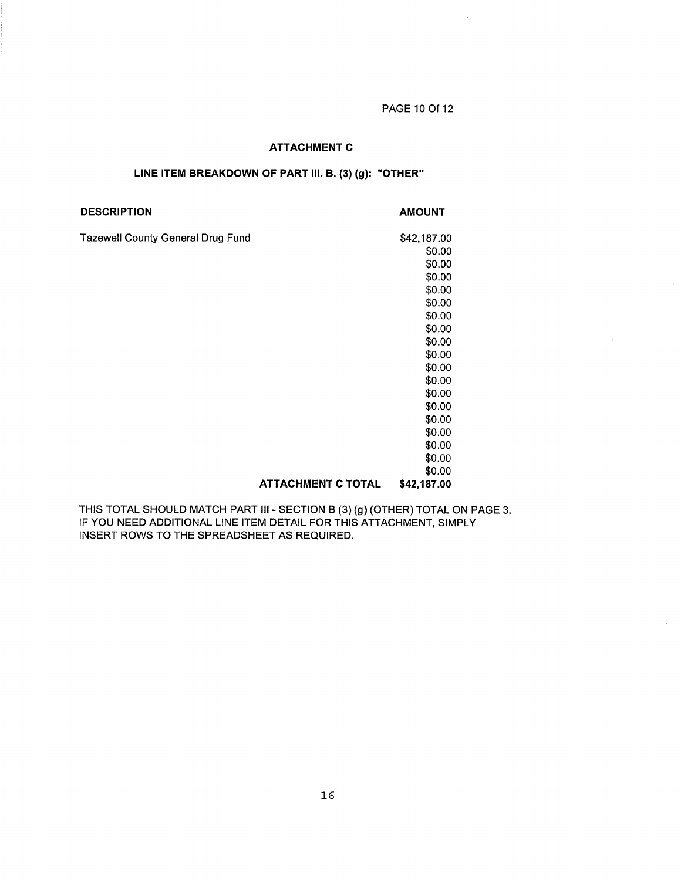## ATTACHMENT C

### LINE ITEM BREAKDOWN OF PART III. B. (3) (g): "OTHER"

| DESCRIPTION | AMOUNT |
|---|---|
| Tazewell County General Drug Fund | $42,187.00 |
| | $0.00 |
| | $0.00 |
| | $0.00 |
| | $0.00 |
| | $0.00 |
| | $0.00 |
| | $0.00 |
| | $0.00 |
| | $0.00 |
| | $0.00 |
| | $0.00 |
| | $0.00 |
| | $0.00 |
| | $0.00 |
| | $0.00 |
| | $0.00 |
| | $0.00 |
| | $0.00 |
| **ATTACHMENT C TOTAL** | **$42,187.00** |

THIS TOTAL SHOULD MATCH PART III - SECTION B (3) (g) (OTHER) TOTAL ON PAGE 3. IF YOU NEED ADDITIONAL LINE ITEM DETAIL FOR THIS ATTACHMENT, SIMPLY INSERT ROWS TO THE SPREADSHEET AS REQUIRED.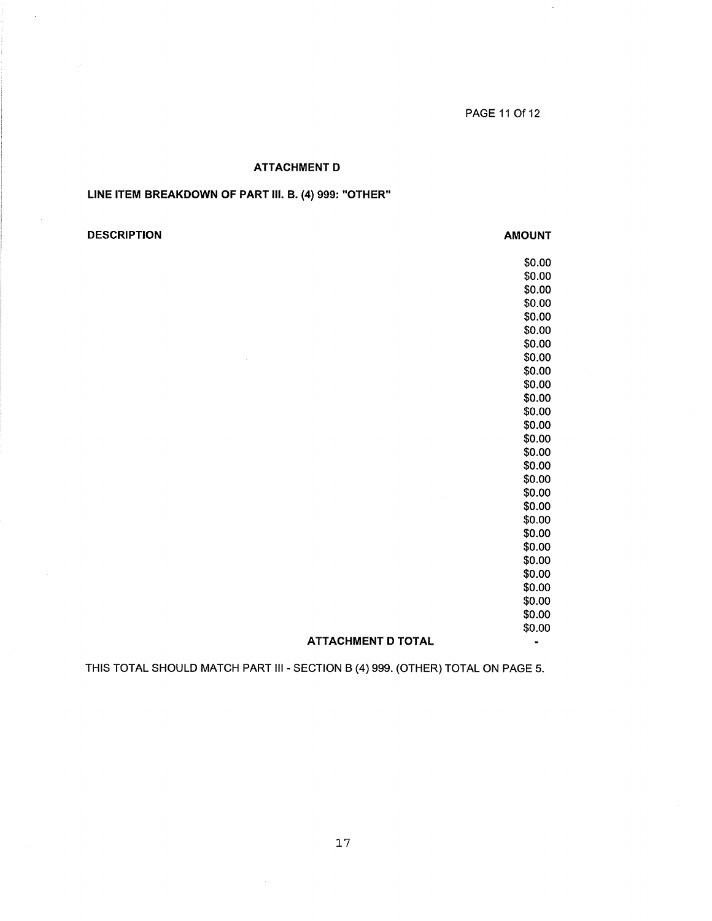**ATTACHMENT D**

**LINE ITEM BREAKDOWN OF PART III. B. (4) 999: "OTHER"**

| DESCRIPTION | AMOUNT |
|---|---|
| | $0.00 |
| | $0.00 |
| | $0.00 |
| | $0.00 |
| | $0.00 |
| | $0.00 |
| | $0.00 |
| | $0.00 |
| | $0.00 |
| | $0.00 |
| | $0.00 |
| | $0.00 |
| | $0.00 |
| | $0.00 |
| | $0.00 |
| | $0.00 |
| | $0.00 |
| | $0.00 |
| | $0.00 |
| | $0.00 |
| | $0.00 |
| | $0.00 |
| | $0.00 |
| | $0.00 |
| | $0.00 |
| | $0.00 |
| | $0.00 |
| | $0.00 |
| **ATTACHMENT D TOTAL** | - |

THIS TOTAL SHOULD MATCH PART III - SECTION B (4) 999. (OTHER) TOTAL ON PAGE 5.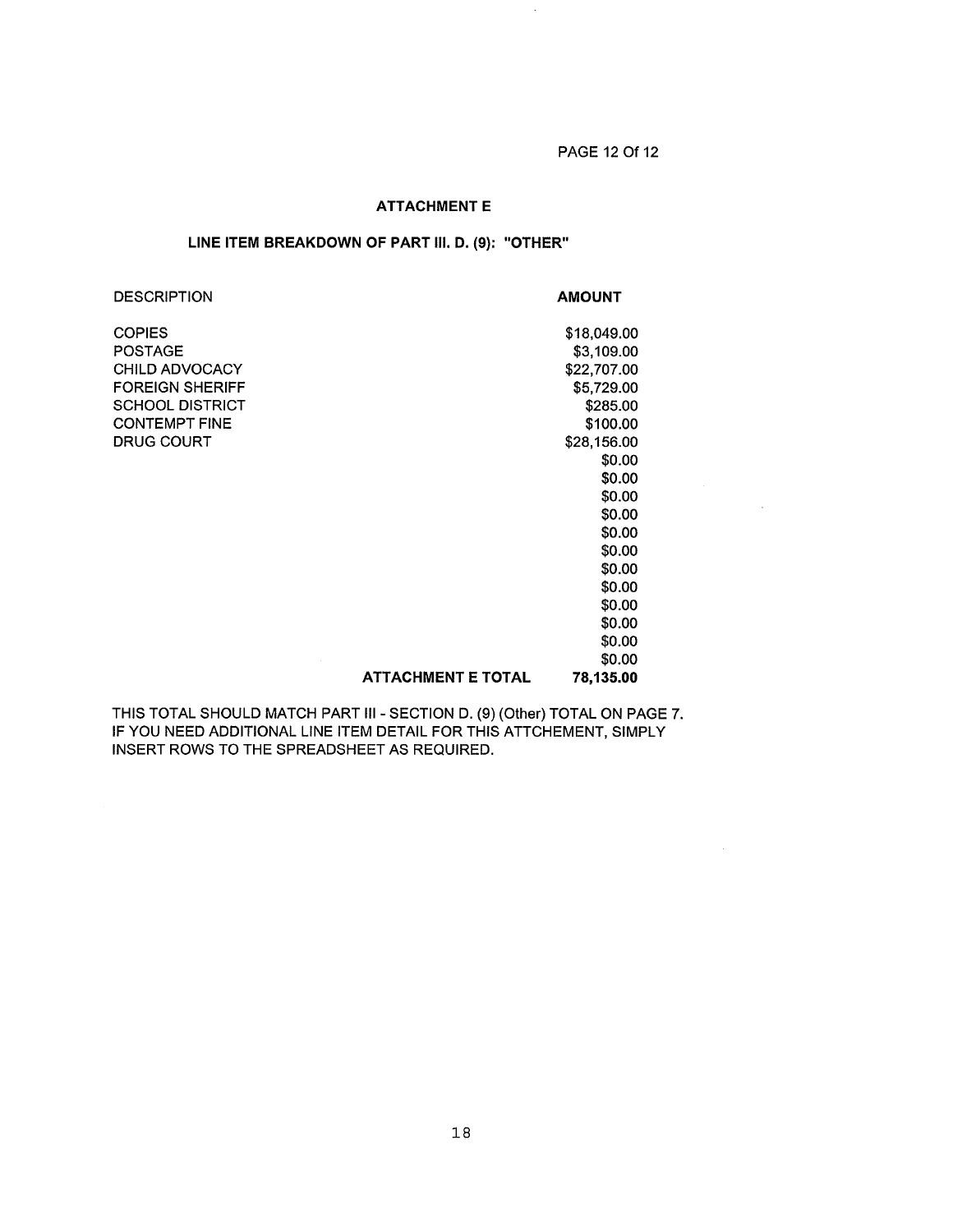## ATTACHMENT E

### LINE ITEM BREAKDOWN OF PART III. D. (9): "OTHER"

| DESCRIPTION | **AMOUNT** |
|---|---|
| COPIES | $18,049.00 |
| POSTAGE | $3,109.00 |
| CHILD ADVOCACY | $22,707.00 |
| FOREIGN SHERIFF | $5,729.00 |
| SCHOOL DISTRICT | $285.00 |
| CONTEMPT FINE | $100.00 |
| DRUG COURT | $28,156.00 |
| | $0.00 |
| | $0.00 |
| | $0.00 |
| | $0.00 |
| | $0.00 |
| | $0.00 |
| | $0.00 |
| | $0.00 |
| | $0.00 |
| | $0.00 |
| | $0.00 |
| | $0.00 |
| **ATTACHMENT E TOTAL** | **78,135.00** |

THIS TOTAL SHOULD MATCH PART III - SECTION D. (9) (Other) TOTAL ON PAGE 7. IF YOU NEED ADDITIONAL LINE ITEM DETAIL FOR THIS ATTCHEMENT, SIMPLY INSERT ROWS TO THE SPREADSHEET AS REQUIRED.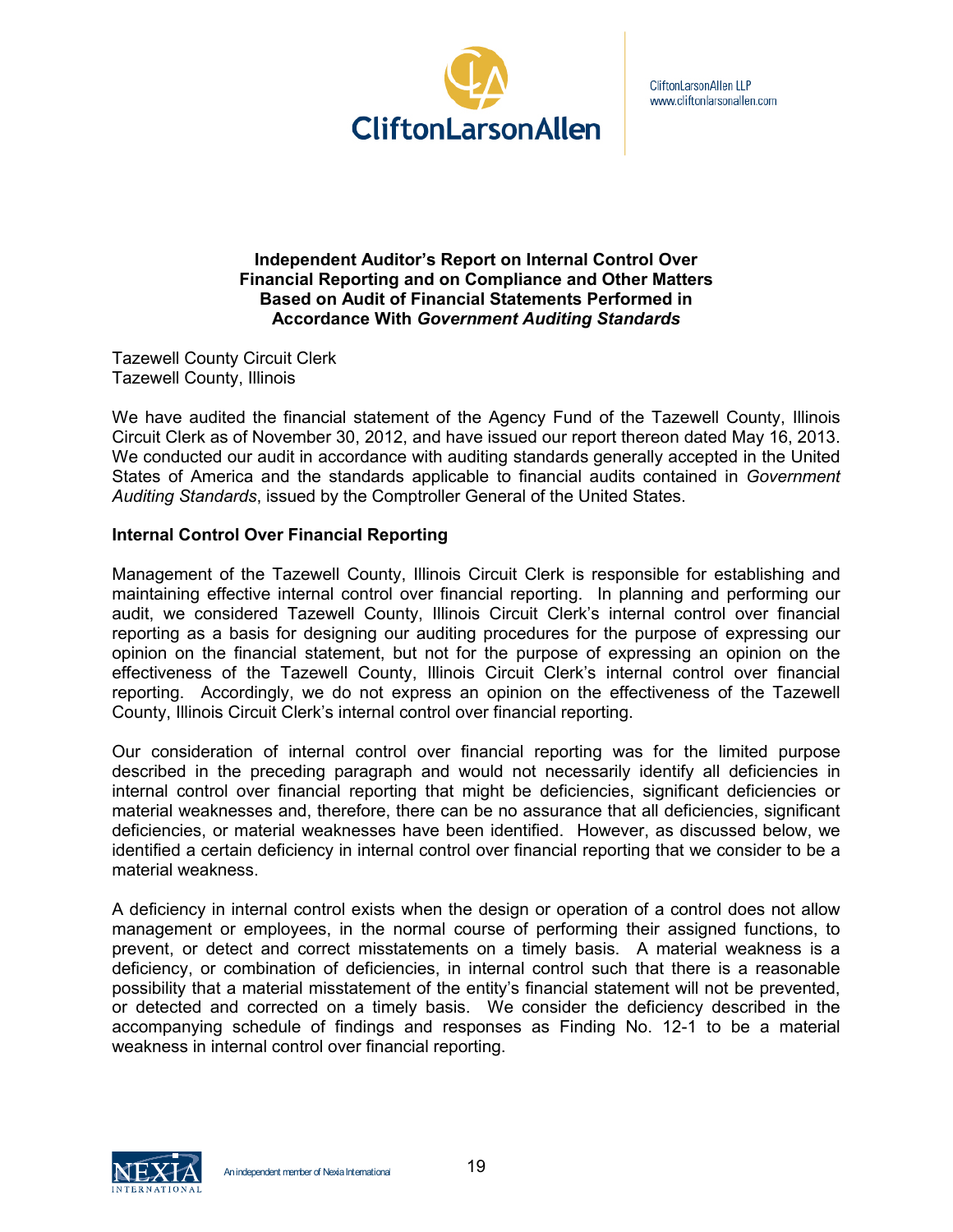**Independent Auditor's Report on Internal Control Over Financial Reporting and on Compliance and Other Matters Based on Audit of Financial Statements Performed in Accordance With *Government Auditing Standards***

Tazewell County Circuit Clerk
Tazewell County, Illinois

We have audited the financial statement of the Agency Fund of the Tazewell County, Illinois Circuit Clerk as of November 30, 2012, and have issued our report thereon dated May 16, 2013. We conducted our audit in accordance with auditing standards generally accepted in the United States of America and the standards applicable to financial audits contained in *Government Auditing Standards*, issued by the Comptroller General of the United States.

**Internal Control Over Financial Reporting**

Management of the Tazewell County, Illinois Circuit Clerk is responsible for establishing and maintaining effective internal control over financial reporting. In planning and performing our audit, we considered Tazewell County, Illinois Circuit Clerk's internal control over financial reporting as a basis for designing our auditing procedures for the purpose of expressing our opinion on the financial statement, but not for the purpose of expressing an opinion on the effectiveness of the Tazewell County, Illinois Circuit Clerk's internal control over financial reporting. Accordingly, we do not express an opinion on the effectiveness of the Tazewell County, Illinois Circuit Clerk's internal control over financial reporting.

Our consideration of internal control over financial reporting was for the limited purpose described in the preceding paragraph and would not necessarily identify all deficiencies in internal control over financial reporting that might be deficiencies, significant deficiencies or material weaknesses and, therefore, there can be no assurance that all deficiencies, significant deficiencies, or material weaknesses have been identified. However, as discussed below, we identified a certain deficiency in internal control over financial reporting that we consider to be a material weakness.

A deficiency in internal control exists when the design or operation of a control does not allow management or employees, in the normal course of performing their assigned functions, to prevent, or detect and correct misstatements on a timely basis. A material weakness is a deficiency, or combination of deficiencies, in internal control such that there is a reasonable possibility that a material misstatement of the entity's financial statement will not be prevented, or detected and corrected on a timely basis. We consider the deficiency described in the accompanying schedule of findings and responses as Finding No. 12-1 to be a material weakness in internal control over financial reporting.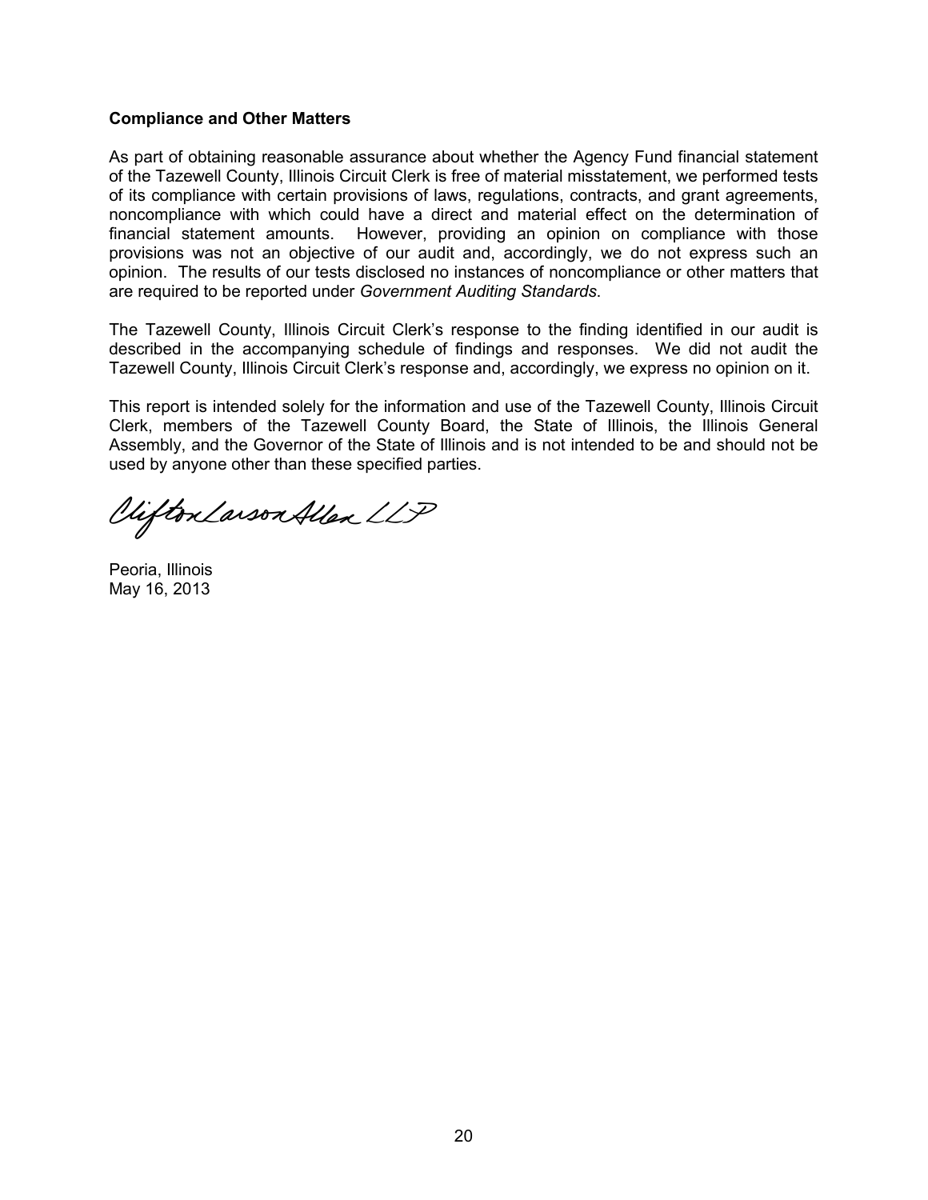**Compliance and Other Matters**

As part of obtaining reasonable assurance about whether the Agency Fund financial statement of the Tazewell County, Illinois Circuit Clerk is free of material misstatement, we performed tests of its compliance with certain provisions of laws, regulations, contracts, and grant agreements, noncompliance with which could have a direct and material effect on the determination of financial statement amounts. However, providing an opinion on compliance with those provisions was not an objective of our audit and, accordingly, we do not express such an opinion. The results of our tests disclosed no instances of noncompliance or other matters that are required to be reported under *Government Auditing Standards*.

The Tazewell County, Illinois Circuit Clerk's response to the finding identified in our audit is described in the accompanying schedule of findings and responses. We did not audit the Tazewell County, Illinois Circuit Clerk's response and, accordingly, we express no opinion on it.

This report is intended solely for the information and use of the Tazewell County, Illinois Circuit Clerk, members of the Tazewell County Board, the State of Illinois, the Illinois General Assembly, and the Governor of the State of Illinois and is not intended to be and should not be used by anyone other than these specified parties.

CliftonLarsonAllen LLP

Peoria, Illinois
May 16, 2013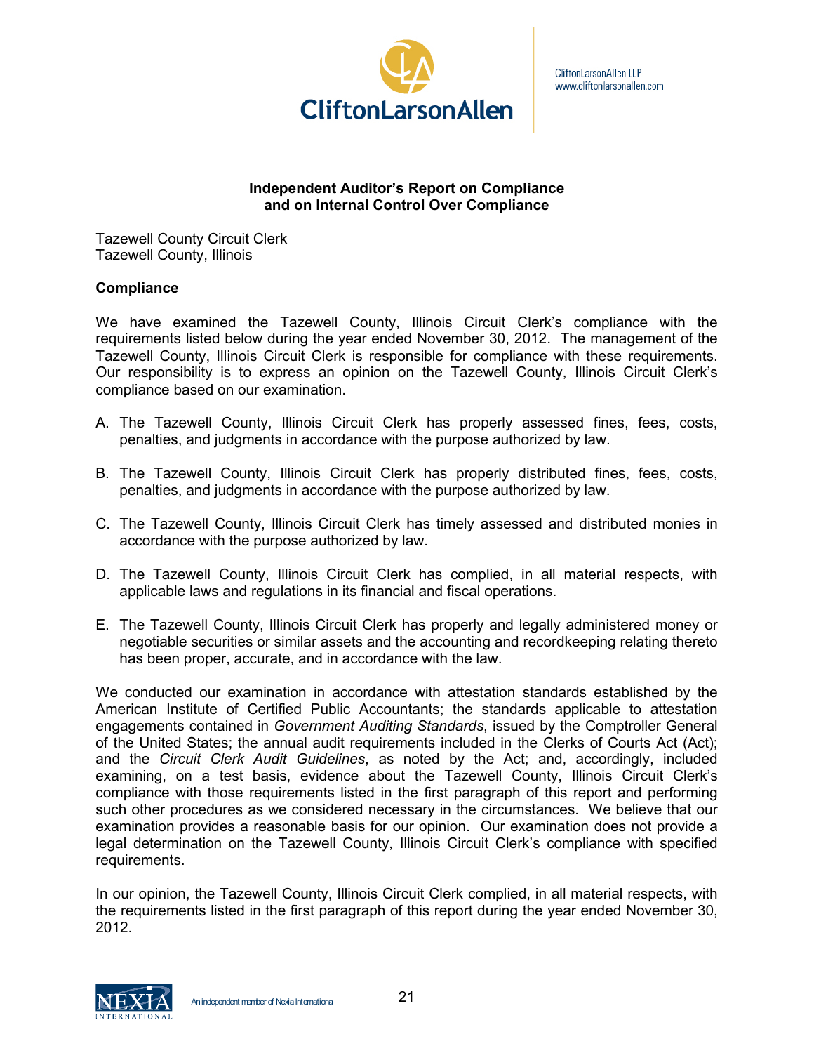CliftonLarsonAllen LLP
www.cliftonlarsonallen.com

## Independent Auditor's Report on Compliance and on Internal Control Over Compliance

Tazewell County Circuit Clerk
Tazewell County, Illinois

**Compliance**

We have examined the Tazewell County, Illinois Circuit Clerk's compliance with the requirements listed below during the year ended November 30, 2012. The management of the Tazewell County, Illinois Circuit Clerk is responsible for compliance with these requirements. Our responsibility is to express an opinion on the Tazewell County, Illinois Circuit Clerk's compliance based on our examination.

A. The Tazewell County, Illinois Circuit Clerk has properly assessed fines, fees, costs, penalties, and judgments in accordance with the purpose authorized by law.

B. The Tazewell County, Illinois Circuit Clerk has properly distributed fines, fees, costs, penalties, and judgments in accordance with the purpose authorized by law.

C. The Tazewell County, Illinois Circuit Clerk has timely assessed and distributed monies in accordance with the purpose authorized by law.

D. The Tazewell County, Illinois Circuit Clerk has complied, in all material respects, with applicable laws and regulations in its financial and fiscal operations.

E. The Tazewell County, Illinois Circuit Clerk has properly and legally administered money or negotiable securities or similar assets and the accounting and recordkeeping relating thereto has been proper, accurate, and in accordance with the law.

We conducted our examination in accordance with attestation standards established by the American Institute of Certified Public Accountants; the standards applicable to attestation engagements contained in *Government Auditing Standards*, issued by the Comptroller General of the United States; the annual audit requirements included in the Clerks of Courts Act (Act); and the *Circuit Clerk Audit Guidelines*, as noted by the Act; and, accordingly, included examining, on a test basis, evidence about the Tazewell County, Illinois Circuit Clerk's compliance with those requirements listed in the first paragraph of this report and performing such other procedures as we considered necessary in the circumstances. We believe that our examination provides a reasonable basis for our opinion. Our examination does not provide a legal determination on the Tazewell County, Illinois Circuit Clerk's compliance with specified requirements.

In our opinion, the Tazewell County, Illinois Circuit Clerk complied, in all material respects, with the requirements listed in the first paragraph of this report during the year ended November 30, 2012.

An independent member of Nexia International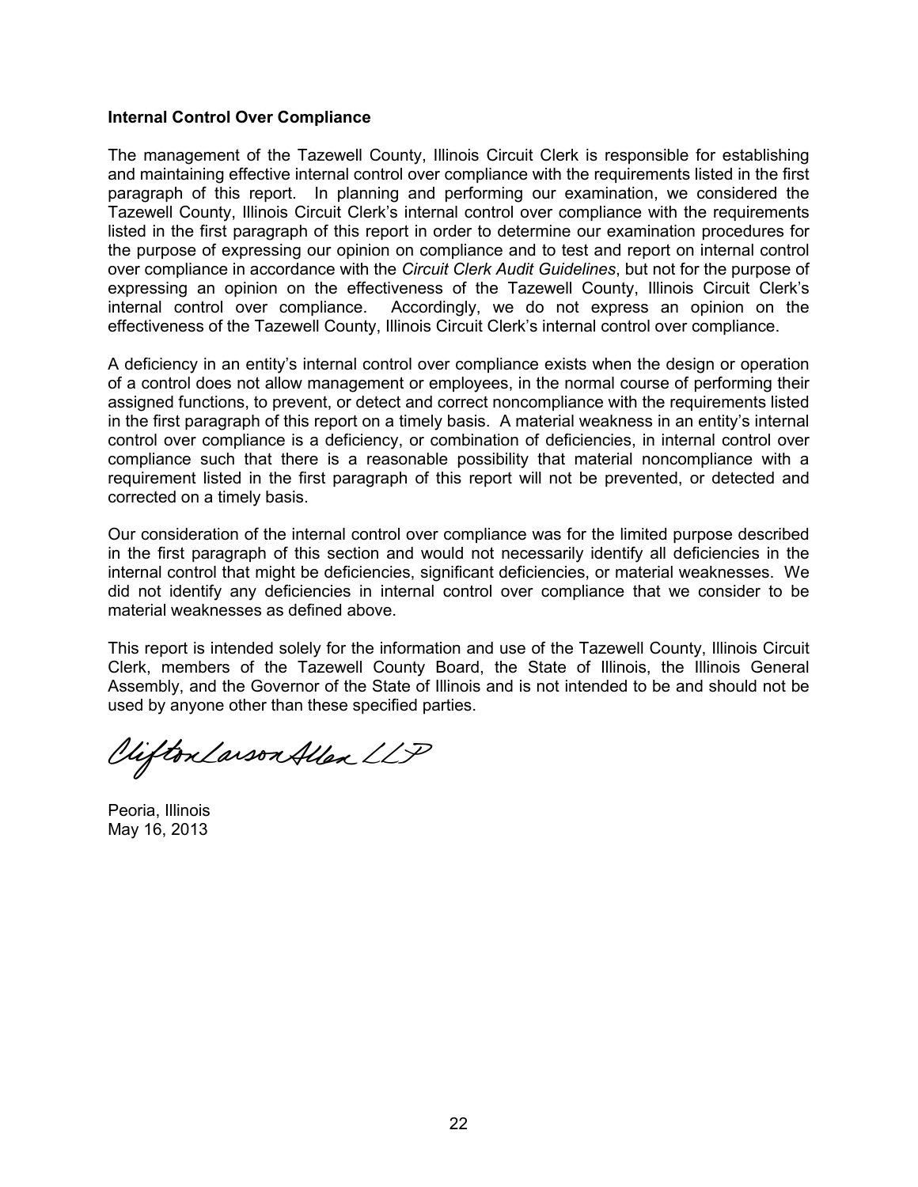**Internal Control Over Compliance**

The management of the Tazewell County, Illinois Circuit Clerk is responsible for establishing and maintaining effective internal control over compliance with the requirements listed in the first paragraph of this report. In planning and performing our examination, we considered the Tazewell County, Illinois Circuit Clerk's internal control over compliance with the requirements listed in the first paragraph of this report in order to determine our examination procedures for the purpose of expressing our opinion on compliance and to test and report on internal control over compliance in accordance with the *Circuit Clerk Audit Guidelines*, but not for the purpose of expressing an opinion on the effectiveness of the Tazewell County, Illinois Circuit Clerk's internal control over compliance. Accordingly, we do not express an opinion on the effectiveness of the Tazewell County, Illinois Circuit Clerk's internal control over compliance.

A deficiency in an entity's internal control over compliance exists when the design or operation of a control does not allow management or employees, in the normal course of performing their assigned functions, to prevent, or detect and correct noncompliance with the requirements listed in the first paragraph of this report on a timely basis. A material weakness in an entity's internal control over compliance is a deficiency, or combination of deficiencies, in internal control over compliance such that there is a reasonable possibility that material noncompliance with a requirement listed in the first paragraph of this report will not be prevented, or detected and corrected on a timely basis.

Our consideration of the internal control over compliance was for the limited purpose described in the first paragraph of this section and would not necessarily identify all deficiencies in the internal control that might be deficiencies, significant deficiencies, or material weaknesses. We did not identify any deficiencies in internal control over compliance that we consider to be material weaknesses as defined above.

This report is intended solely for the information and use of the Tazewell County, Illinois Circuit Clerk, members of the Tazewell County Board, the State of Illinois, the Illinois General Assembly, and the Governor of the State of Illinois and is not intended to be and should not be used by anyone other than these specified parties.

CliftonLarsonAllen LLP

Peoria, Illinois
May 16, 2013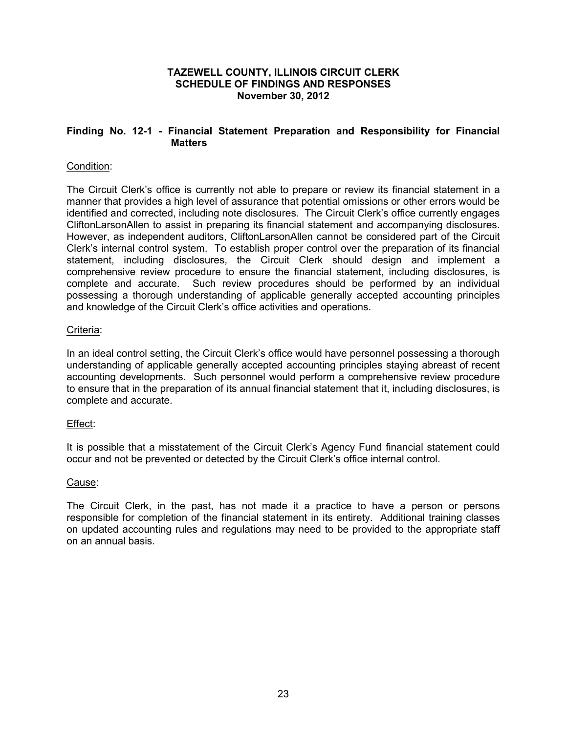**TAZEWELL COUNTY, ILLINOIS CIRCUIT CLERK**
**SCHEDULE OF FINDINGS AND RESPONSES**
**November 30, 2012**

### Finding No. 12-1 - Financial Statement Preparation and Responsibility for Financial Matters

Condition:

The Circuit Clerk's office is currently not able to prepare or review its financial statement in a manner that provides a high level of assurance that potential omissions or other errors would be identified and corrected, including note disclosures. The Circuit Clerk's office currently engages CliftonLarsonAllen to assist in preparing its financial statement and accompanying disclosures. However, as independent auditors, CliftonLarsonAllen cannot be considered part of the Circuit Clerk's internal control system. To establish proper control over the preparation of its financial statement, including disclosures, the Circuit Clerk should design and implement a comprehensive review procedure to ensure the financial statement, including disclosures, is complete and accurate. Such review procedures should be performed by an individual possessing a thorough understanding of applicable generally accepted accounting principles and knowledge of the Circuit Clerk's office activities and operations.

Criteria:

In an ideal control setting, the Circuit Clerk's office would have personnel possessing a thorough understanding of applicable generally accepted accounting principles staying abreast of recent accounting developments. Such personnel would perform a comprehensive review procedure to ensure that in the preparation of its annual financial statement that it, including disclosures, is complete and accurate.

Effect:

It is possible that a misstatement of the Circuit Clerk's Agency Fund financial statement could occur and not be prevented or detected by the Circuit Clerk's office internal control.

Cause:

The Circuit Clerk, in the past, has not made it a practice to have a person or persons responsible for completion of the financial statement in its entirety. Additional training classes on updated accounting rules and regulations may need to be provided to the appropriate staff on an annual basis.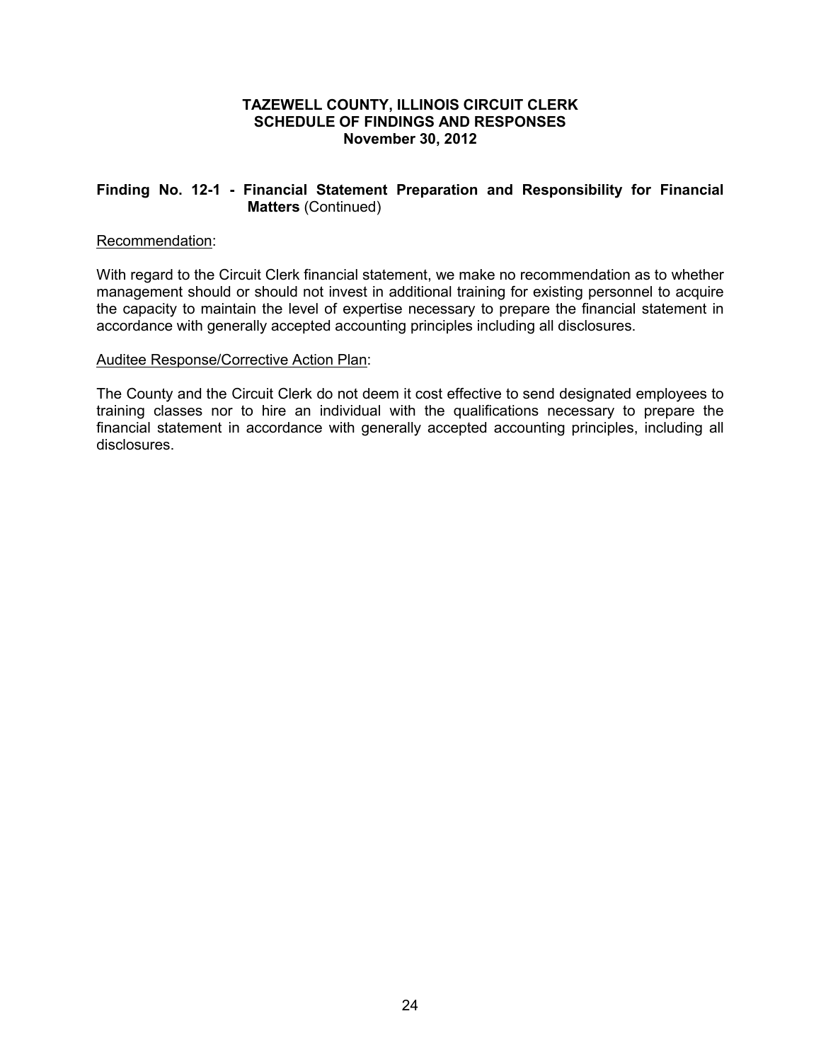**TAZEWELL COUNTY, ILLINOIS CIRCUIT CLERK**
**SCHEDULE OF FINDINGS AND RESPONSES**
**November 30, 2012**

## Finding No. 12-1 - Financial Statement Preparation and Responsibility for Financial Matters (Continued)

Recommendation:

With regard to the Circuit Clerk financial statement, we make no recommendation as to whether management should or should not invest in additional training for existing personnel to acquire the capacity to maintain the level of expertise necessary to prepare the financial statement in accordance with generally accepted accounting principles including all disclosures.

Auditee Response/Corrective Action Plan:

The County and the Circuit Clerk do not deem it cost effective to send designated employees to training classes nor to hire an individual with the qualifications necessary to prepare the financial statement in accordance with generally accepted accounting principles, including all disclosures.